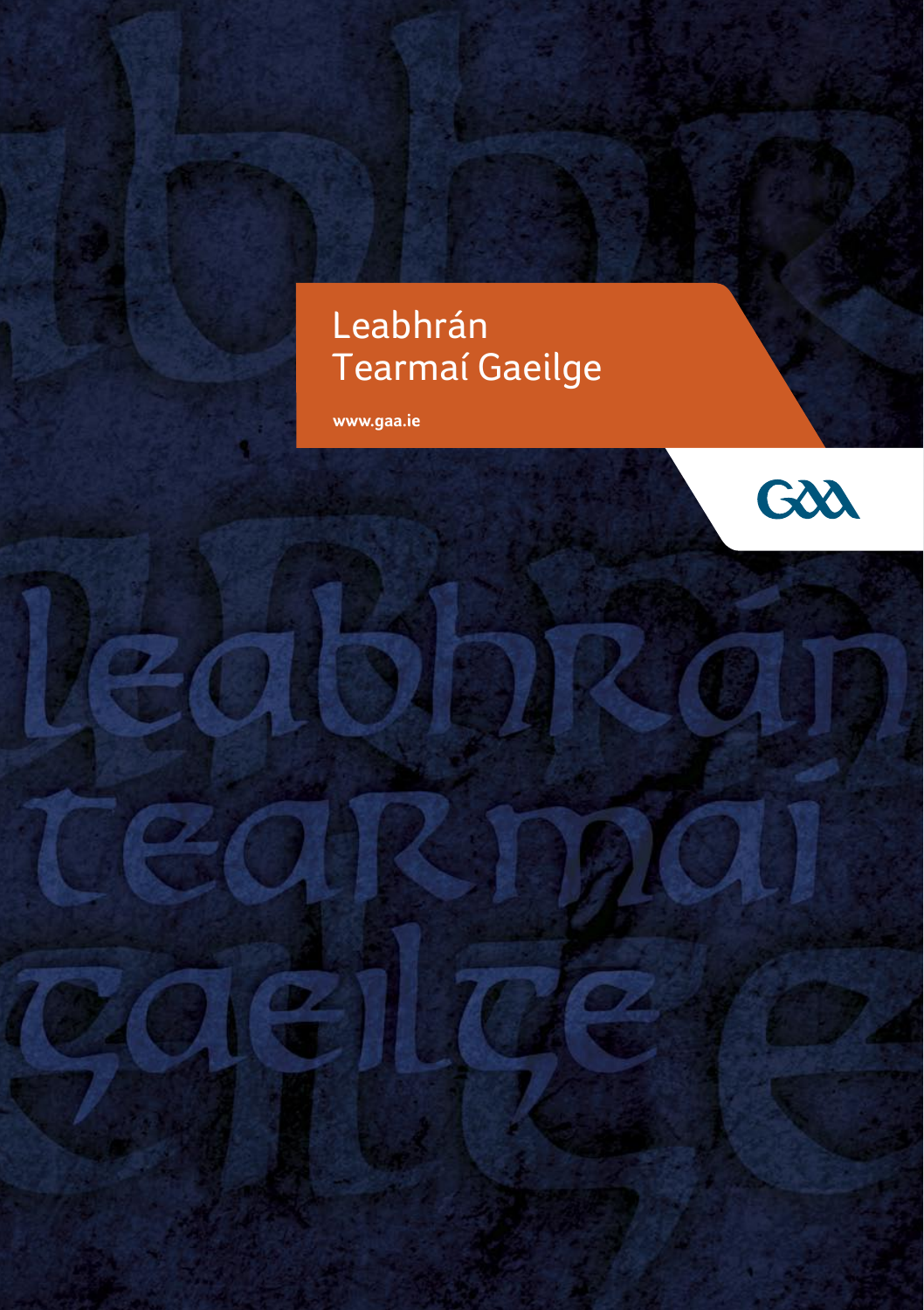# Leabhrán Tearmaí Gaeilge

www.gaa.ie

GAA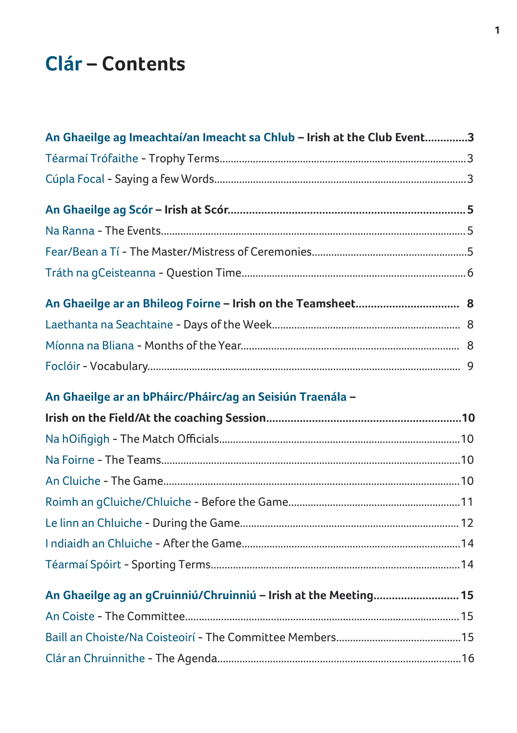# Clár – Contents

**An Ghaeilge ag Imeachtaí/an Imeacht sa Chlub – Irish at the Club Event**.............3

Téarmaí Trófaithe - Trophy Terms.............3

Cúpla Focal - Saying a few Words.............3

**An Ghaeilge ag Scór – Irish at Scór**.............5

Na Ranna - The Events.............5

Fear/Bean a Tí - The Master/Mistress of Ceremonies.............5

Tráth na gCeisteanna - Question Time.............6

**An Ghaeilge ar an Bhileog Foirne – Irish on the Teamsheet**.............8

Laethanta na Seachtaine - Days of the Week.............8

Míonna na Bliana - Months of the Year.............8

Foclóir - Vocabulary.............9

**An Ghaeilge ar an bPháirc/Pháirc/ag an Seisiún Traenála – Irish on the Field/At the coaching Session**.............10

Na hOifigigh - The Match Officials.............10

Na Foirne - The Teams.............10

An Cluiche - The Game.............10

Roimh an gCluiche/Chluiche - Before the Game.............11

Le linn an Chluiche - During the Game.............12

I ndiaidh an Chluiche - After the Game.............14

Téarmaí Spóirt - Sporting Terms.............14

**An Ghaeilge ag an gCruinniú/Chruinniú – Irish at the Meeting**.............15

An Coiste - The Committee.............15

Baill an Choiste/Na Coisteoirí - The Committee Members.............15

Clár an Chruinnithe - The Agenda.............16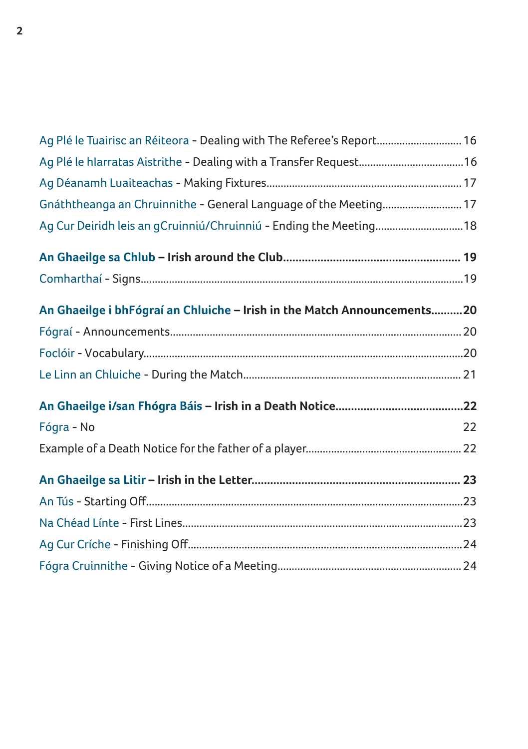Ag Plé le Tuairisc an Réiteora - Dealing with The Referee's Report............................. 16

Ag Plé le hIarratas Aistrithe - Dealing with a Transfer Request....................................16

Ag Déanamh Luaiteachas - Making Fixtures..................................................................... 17

Gnáththeanga an Chruinnithe - General Language of the Meeting........................... 17

Ag Cur Deiridh leis an gCruinniú/Chruinniú - Ending the Meeting..............................18

**An Ghaeilge sa Chlub – Irish around the Club......................................................... 19**

Comharthaí - Signs...............................................................................................................19

**An Ghaeilge i bhFógraí an Chluiche – Irish in the Match Announcements..........20**

Fógraí - Announcements.....................................................................................................20

Foclóir - Vocabulary..............................................................................................................20

Le Linn an Chluiche - During the Match........................................................................... 21

**An Ghaeilge i/san Fhógra Báis – Irish in a Death Notice.........................................22**

Fógra - No 22

Example of a Death Notice for the father of a player..................................................... 22

**An Ghaeilge sa Litir – Irish in the Letter.................................................................. 23**

An Tús - Starting Off.............................................................................................................23

Na Chéad Línte - First Lines................................................................................................23

Ag Cur Críche - Finishing Off...............................................................................................24

Fógra Cruinnithe - Giving Notice of a Meeting...............................................................24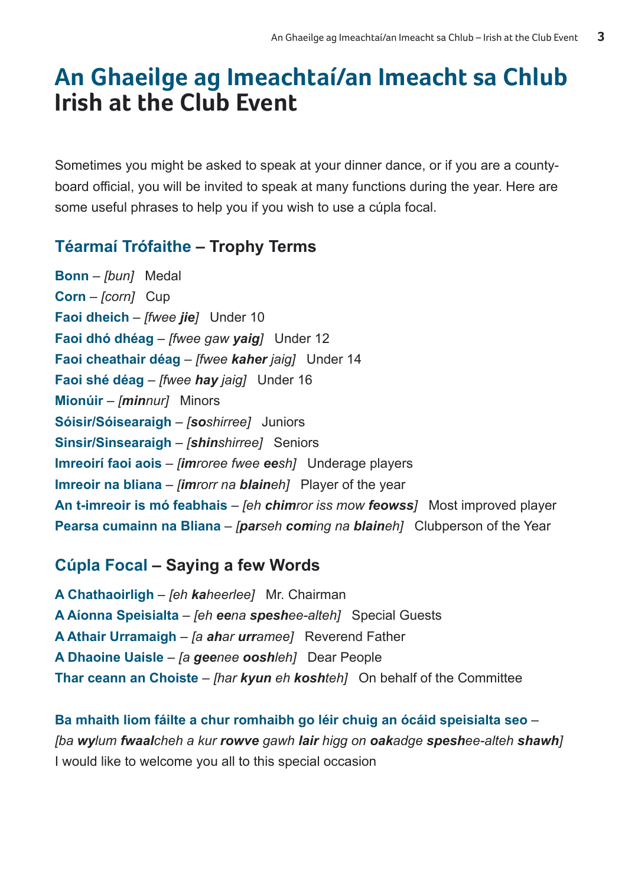# An Ghaeilge ag Imeachtaí/an Imeacht sa Chlub
# Irish at the Club Event

Sometimes you might be asked to speak at your dinner dance, or if you are a county-board official, you will be invited to speak at many functions during the year. Here are some useful phrases to help you if you wish to use a cúpla focal.

## Téarmaí Trófaithe – Trophy Terms

**Bonn** – *[bun]* Medal
**Corn** – *[corn]* Cup
**Faoi dheich** – *[fwee **jie**]* Under 10
**Faoi dhó dhéag** – *[fwee gaw **yaig**]* Under 12
**Faoi cheathair déag** – *[fwee **kaher** jaig]* Under 14
**Faoi shé déag** – *[fwee **hay** jaig]* Under 16
**Mionúir** – *[**min**nur]* Minors
**Sóisir/Sóisearaigh** – *[**so**shirree]* Juniors
**Sinsir/Sinsearaigh** – *[**shin**shirree]* Seniors
**Imreoirí faoi aois** – *[**im**roree fwee **ee**sh]* Underage players
**Imreoir na bliana** – *[**im**rorr na **blain**eh]* Player of the year
**An t-imreoir is mó feabhais** – *[eh **chim**ror iss mow **feowss**]* Most improved player
**Pearsa cumainn na Bliana** – *[**par**seh **com**ing na **blain**eh]* Clubperson of the Year

## Cúpla Focal – Saying a few Words

**A Chathaoirligh** – *[eh **ka**heerlee]* Mr. Chairman
**A Aíonna Speisialta** – *[eh **ee**na **spesh**ee-alteh]* Special Guests
**A Athair Urramaigh** – *[a **ah**ar **urr**amee]* Reverend Father
**A Dhaoine Uaisle** – *[a **gee**nee **oosh**leh]* Dear People
**Thar ceann an Choiste** – *[har **kyun** eh **kosh**teh]* On behalf of the Committee

**Ba mhaith liom fáilte a chur romhaibh go léir chuig an ócáid speisialta seo** – *[ba **wy**lum **fwaal**cheh a kur **rowve** gawh **lair** higg on **oak**adge **spesh**ee-alteh **shawh**]*
I would like to welcome you all to this special occasion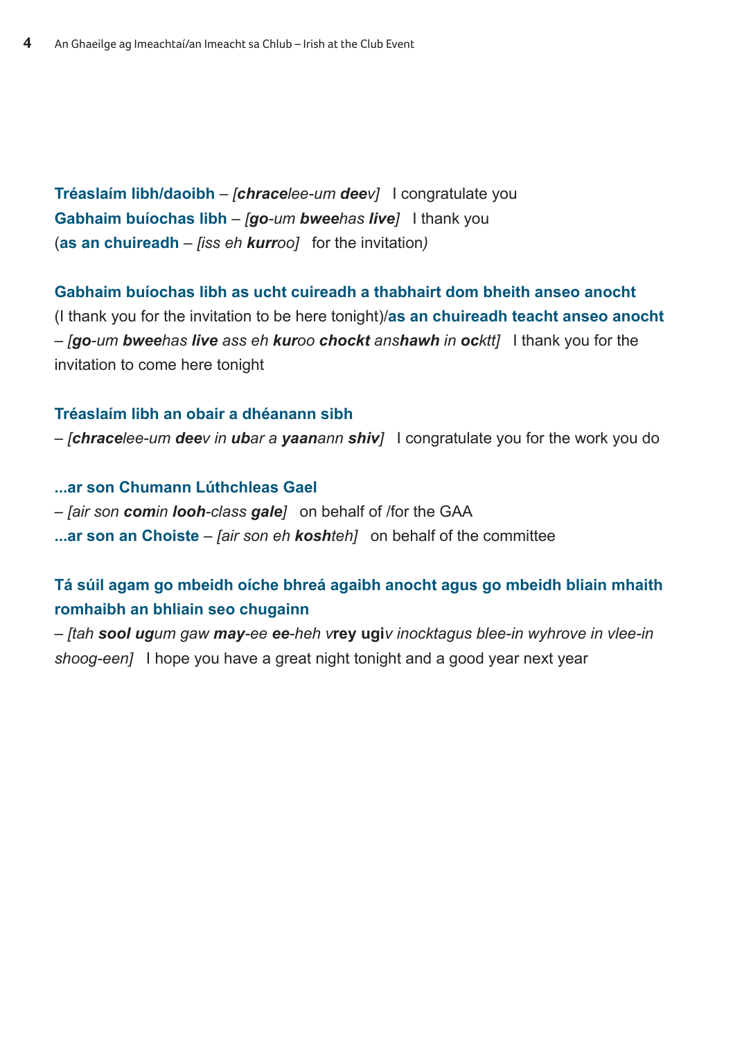**Tréaslaím libh/daoibh** – *[**chrace**lee-um **dee**v]* I congratulate you
**Gabhaim buíochas libh** – *[**go**-um **bwee**has **live**]* I thank you
(**as an chuireadh** – *[iss eh **kurr**oo]* for the invitation*)*

**Gabhaim buíochas libh as ucht cuireadh a thabhairt dom bheith anseo anocht** (I thank you for the invitation to be here tonight)/**as an chuireadh teacht anseo anocht** – *[**go**-um **bwee**has **live** ass eh **kur**oo **chockt** ans**hawh** in **oc**ktt]* I thank you for the invitation to come here tonight

**Tréaslaím libh an obair a dhéanann sibh**
– *[**chrace**lee-um **dee**v in **ub**ar a **yaan**ann **shiv**]* I congratulate you for the work you do

**...ar son Chumann Lúthchleas Gael**
– *[air son **com**in **looh**-class **gale**]* on behalf of /for the GAA
**...ar son an Choiste** – *[air son eh **kosh**teh]* on behalf of the committee

**Tá súil agam go mbeidh oíche bhreá agaibh anocht agus go mbeidh bliain mhaith romhaibh an bhliain seo chugainn**
– *[tah **sool ug**um gaw **may**-ee **ee**-heh v***rey ugi***v inocktagus blee-in wyhrove in vlee-in shoog-een]* I hope you have a great night tonight and a good year next year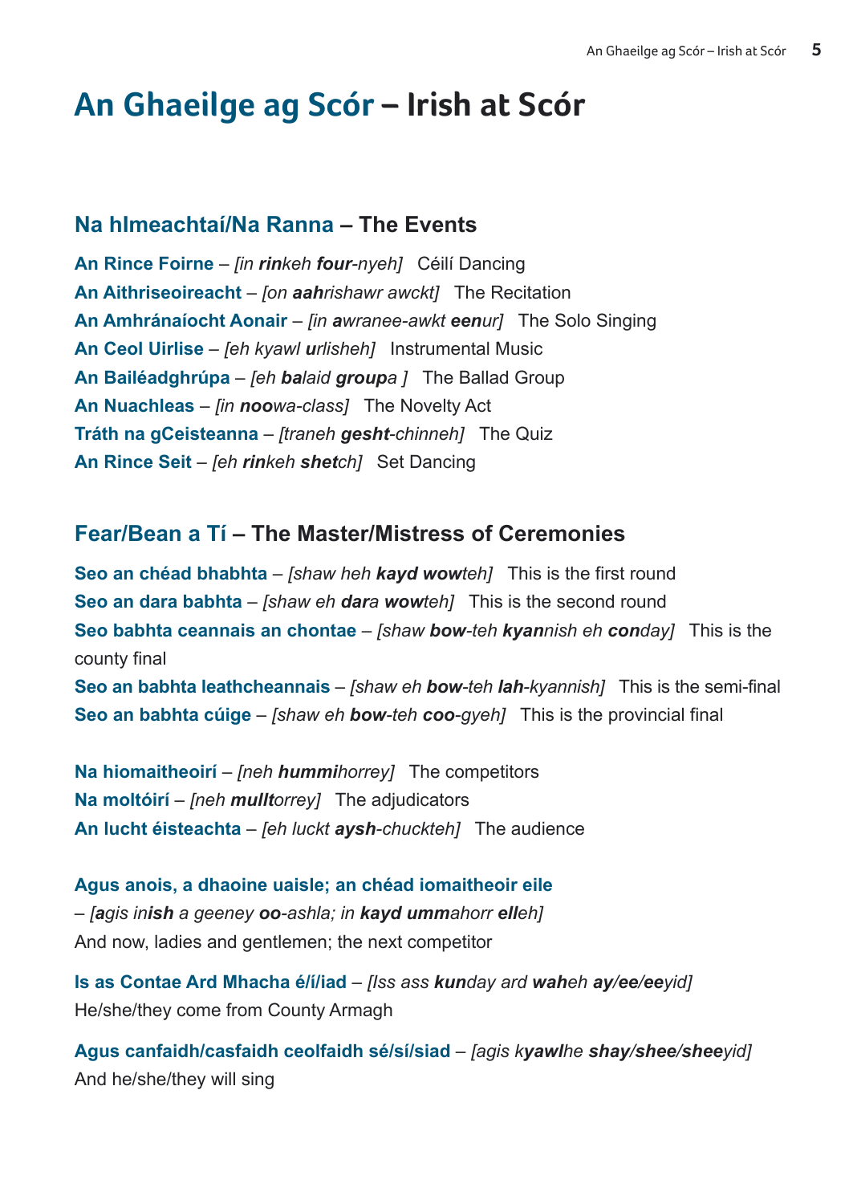# An Ghaeilge ag Scór – Irish at Scór

## Na hImeachtaí/Na Ranna – The Events

**An Rince Foirne** – *[in **rin**keh **four**-nyeh]* Céilí Dancing
**An Aithriseoireacht** – *[on **aah**rishawr awckt]* The Recitation
**An Amhránaíocht Aonair** – *[in **a**wranee-awkt **een**ur]* The Solo Singing
**An Ceol Uirlise** – *[eh kyawl **u**rlisheh]* Instrumental Music
**An Bailéadghrúpa** – *[eh **ba**laid **groupa** ]* The Ballad Group
**An Nuachleas** – *[in **noo**wa-class]* The Novelty Act
**Tráth na gCeisteanna** – *[traneh **gesht**-chinneh]* The Quiz
**An Rince Seit** – *[eh **rin**keh **shet**ch]* Set Dancing

## Fear/Bean a Tí – The Master/Mistress of Ceremonies

**Seo an chéad bhabhta** – *[shaw heh **kayd wow**teh]* This is the first round
**Seo an dara babhta** – *[shaw eh **dar**a **wow**teh]* This is the second round
**Seo babhta ceannais an chontae** – *[shaw **bow**-teh **kyan**nish eh **con**day]* This is the county final
**Seo an babhta leathcheannais** – *[shaw eh **bow**-teh **lah**-kyannish]* This is the semi-final
**Seo an babhta cúige** – *[shaw eh **bow**-teh **coo**-gyeh]* This is the provincial final

**Na hiomaitheoirí** – *[neh **hummi**horrey]* The competitors
**Na moltóirí** – *[neh **mullt**orrey]* The adjudicators
**An lucht éisteachta** – *[eh luckt **aysh**-chuckteh]* The audience

**Agus anois, a dhaoine uaisle; an chéad iomaitheoir eile**
– *[**a**gis in**ish** a geeney **oo**-ashla; in **kayd umm**ahorr **ell**eh]*
And now, ladies and gentlemen; the next competitor

**Is as Contae Ard Mhacha é/í/iad** – *[Iss ass **kun**day ard **wah**eh **ay/ee/ee**yid]*
He/she/they come from County Armagh

**Agus canfaidh/casfaidh ceolfaidh sé/sí/siad** – *[agis k**yawl**he **shay/shee/shee**yid]*
And he/she/they will sing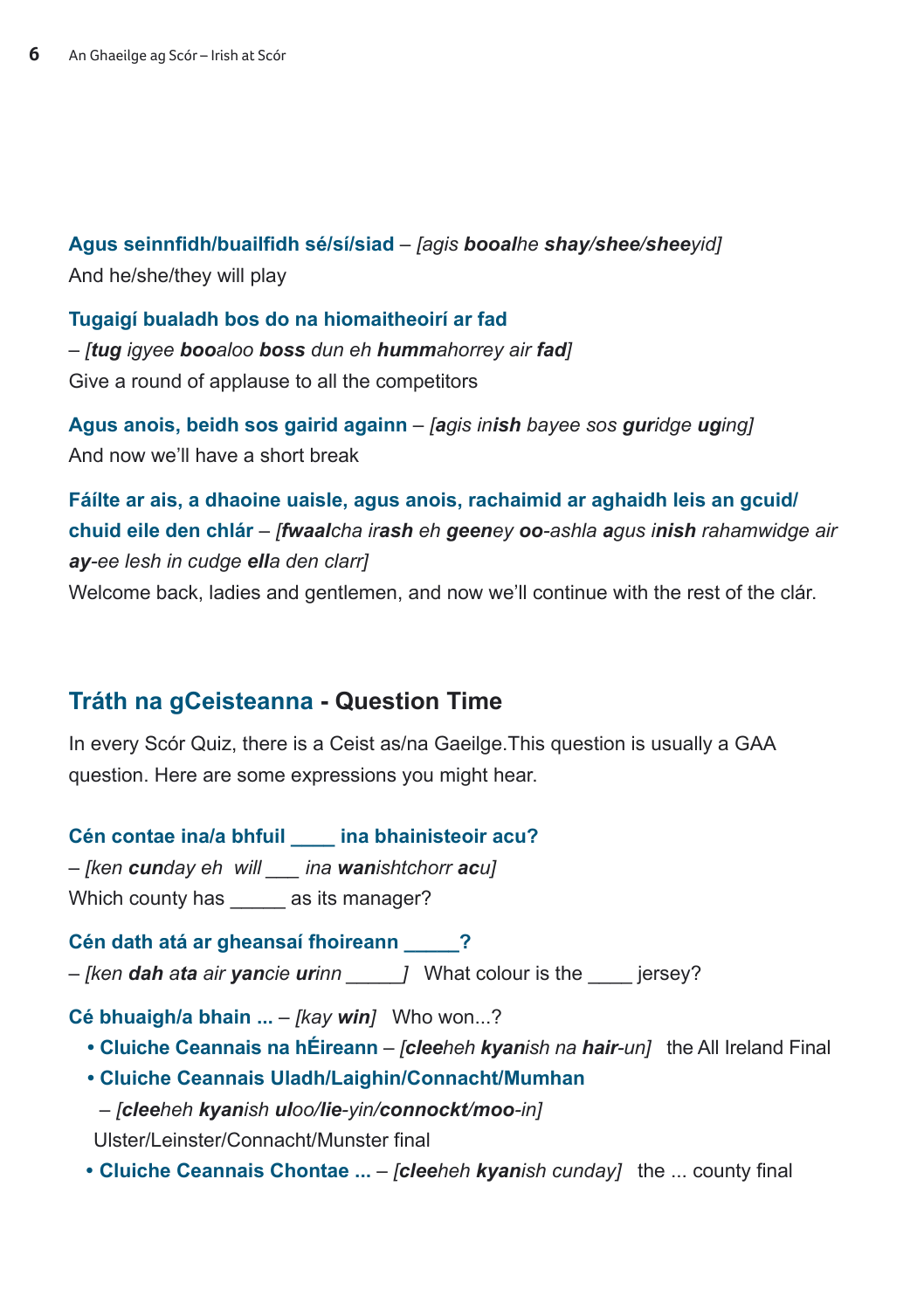**Agus seinnfidh/buailfidh sé/sí/siad** – *[agis **booal**he **shay/shee/shee**yid]*
And he/she/they will play

**Tugaigí bualadh bos do na hiomaitheoirí ar fad**
– *[**tug** igyee **boo**aloo **boss** dun eh **humm**ahorrey air **fad**]*
Give a round of applause to all the competitors

**Agus anois, beidh sos gairid againn** – *[**a**gis in**ish** bayee sos **gur**idge **ug**ing]*
And now we'll have a short break

**Fáilte ar ais, a dhaoine uaisle, agus anois, rachaimid ar aghaidh leis an gcuid/chuid eile den chlár** – *[**fwaal**cha ir**ash** eh **geen**ey **oo**-ashla **a**gus i**nish** rahamwidge air **ay**-ee lesh in cudge **ell**a den clarr]*
Welcome back, ladies and gentlemen, and now we'll continue with the rest of the clár.

## Tráth na gCeisteanna - Question Time

In every Scór Quiz, there is a Ceist as/na Gaeilge.This question is usually a GAA question. Here are some expressions you might hear.

**Cén contae ina/a bhfuil ____ ina bhainisteoir acu?**
– *[ken **cun**day eh will ___ ina **wan**ishtchorr **ac**u]*
Which county has _____ as its manager?

**Cén dath atá ar gheansaí fhoireann _____?**
– *[ken **dah** a**ta** air **yan**cie **ur**inn _____]* What colour is the ____ jersey?

**Cé bhuaigh/a bhain ...** – *[kay **win**]* Who won...?

- **Cluiche Ceannais na hÉireann** – *[**clee**heh **kyan**ish na **hair**-un]* the All Ireland Final
- **Cluiche Ceannais Uladh/Laighin/Connacht/Mumhan**
  – *[**clee**heh **kyan**ish **ul**oo/**lie**-yin/**connockt**/**moo**-in]*
  Ulster/Leinster/Connacht/Munster final
- **Cluiche Ceannais Chontae ...** – *[**clee**heh **kyan**ish cunday]* the ... county final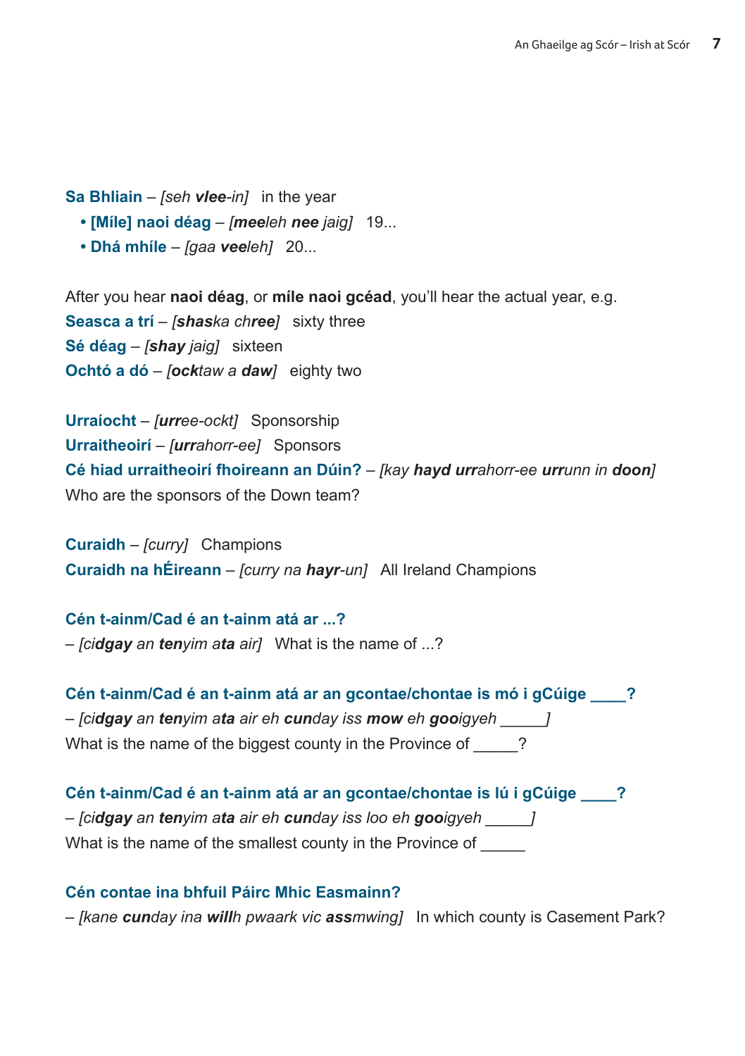**Sa Bhliain** – *[seh **vlee**-in]*   in the year

- **[Míle] naoi déag** – *[**mee**leh **nee** jaig]*   19...
- **Dhá mhíle** – *[gaa **vee**leh]*   20...

After you hear **naoi déag**, or **míle naoi gcéad**, you'll hear the actual year, e.g.

**Seasca a trí** – *[**shas**ka ch**ree**]*   sixty three
**Sé déag** – *[**shay** jaig]*   sixteen
**Ochtó a dó** – *[**ock**taw a **daw**]*   eighty two

**Urraíocht** – *[**urr**ee-ockt]*   Sponsorship
**Urraitheoirí** – *[**urr**ahorr-ee]*   Sponsors
**Cé hiad urraitheoirí fhoireann an Dúin?** – *[kay **hayd** **urr**ahorr-ee **urr**unn in **doon**]*
Who are the sponsors of the Down team?

**Curaidh** – *[curry]*   Champions
**Curaidh na hÉireann** – *[curry na **hayr**-un]*   All Ireland Champions

**Cén t-ainm/Cad é an t-ainm atá ar ...?**
– *[ci**dgay** an **ten**yim a**ta** air]*   What is the name of ...?

**Cén t-ainm/Cad é an t-ainm atá ar an gcontae/chontae is mó i gCúige ____?**
– *[ci**dgay** an **ten**yim a**ta** air eh **cun**day iss **mow** eh **goo**igyeh _____]*
What is the name of the biggest county in the Province of _____?

**Cén t-ainm/Cad é an t-ainm atá ar an gcontae/chontae is lú i gCúige ____?**
– *[ci**dgay** an **ten**yim a**ta** air eh **cun**day iss loo eh **goo**igyeh _____]*
What is the name of the smallest county in the Province of _____

**Cén contae ina bhfuil Páirc Mhic Easmainn?**
– *[kane **cun**day ina **will**h pwaark vic **ass**mwing]*   In which county is Casement Park?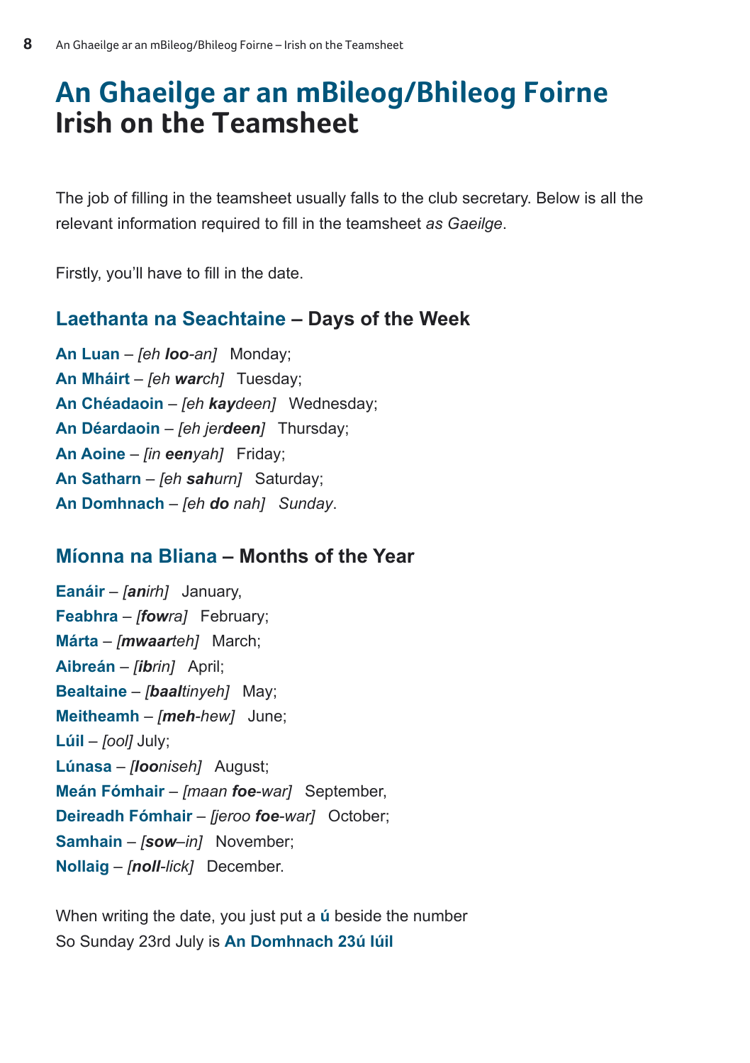# An Ghaeilge ar an mBileog/Bhileog Foirne
# Irish on the Teamsheet

The job of filling in the teamsheet usually falls to the club secretary. Below is all the relevant information required to fill in the teamsheet *as Gaeilge*.

Firstly, you'll have to fill in the date.

## Laethanta na Seachtaine – Days of the Week

**An Luan** – *[eh **loo**-an]* Monday;
**An Mháirt** – *[eh **war**ch]* Tuesday;
**An Chéadaoin** – *[eh **kay**deen]* Wednesday;
**An Déardaoin** – *[eh jer**deen**]* Thursday;
**An Aoine** – *[in **een**yah]* Friday;
**An Satharn** – *[eh **sah**urn]* Saturday;
**An Domhnach** – *[eh **do** nah]* *Sunday*.

## Míonna na Bliana – Months of the Year

**Eanáir** – *[**an**irh]* January,
**Feabhra** – *[**fow**ra]* February;
**Márta** – *[**mwaar**teh]* March;
**Aibreán** – *[**ib**rin]* April;
**Bealtaine** – *[**baal**tinyeh]* May;
**Meitheamh** – *[**meh**-hew]* June;
**Lúil** – *[ool]* July;
**Lúnasa** – *[**loo**niseh]* August;
**Meán Fómhair** – *[maan **foe**-war]* September,
**Deireadh Fómhair** – *[jeroo **foe**-war]* October;
**Samhain** – *[**sow**–in]* November;
**Nollaig** – *[**noll**-lick]* December.

When writing the date, you just put a **ú** beside the number
So Sunday 23rd July is **An Domhnach 23ú Iúil**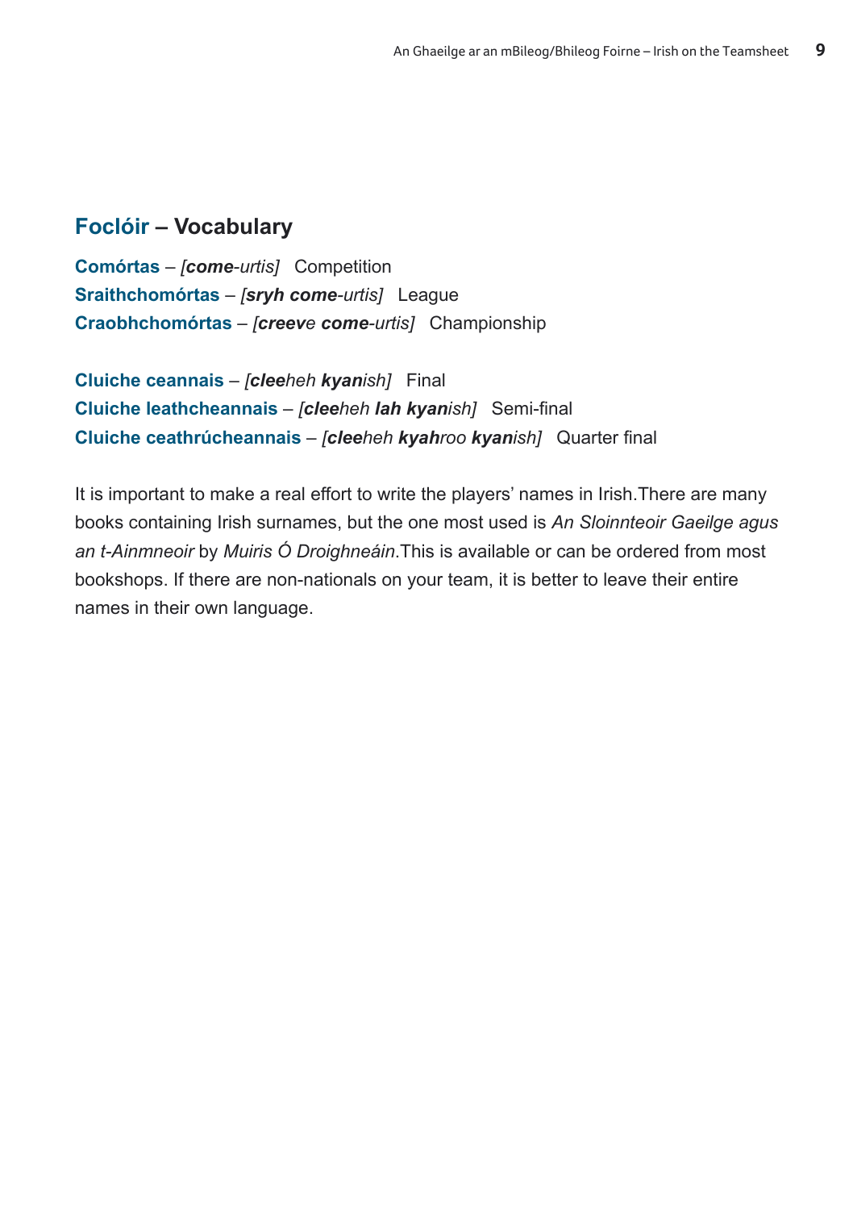## **Foclóir** – Vocabulary

**Comórtas** – *[**come**-urtis]* Competition
**Sraithchomórtas** – *[**sryh come**-urtis]* League
**Craobhchomórtas** – *[**creeve** **come**-urtis]* Championship

**Cluiche ceannais** – *[**clee**heh **kyan**ish]* Final
**Cluiche leathcheannais** – *[**clee**heh **lah kyan**ish]* Semi-final
**Cluiche ceathrúcheannais** – *[**clee**heh **kyah**roo **kyan**ish]* Quarter final

It is important to make a real effort to write the players' names in Irish. There are many books containing Irish surnames, but the one most used is *An Sloinnteoir Gaeilge agus an t-Ainmneoir* by *Muiris Ó Droighneáin*. This is available or can be ordered from most bookshops. If there are non-nationals on your team, it is better to leave their entire names in their own language.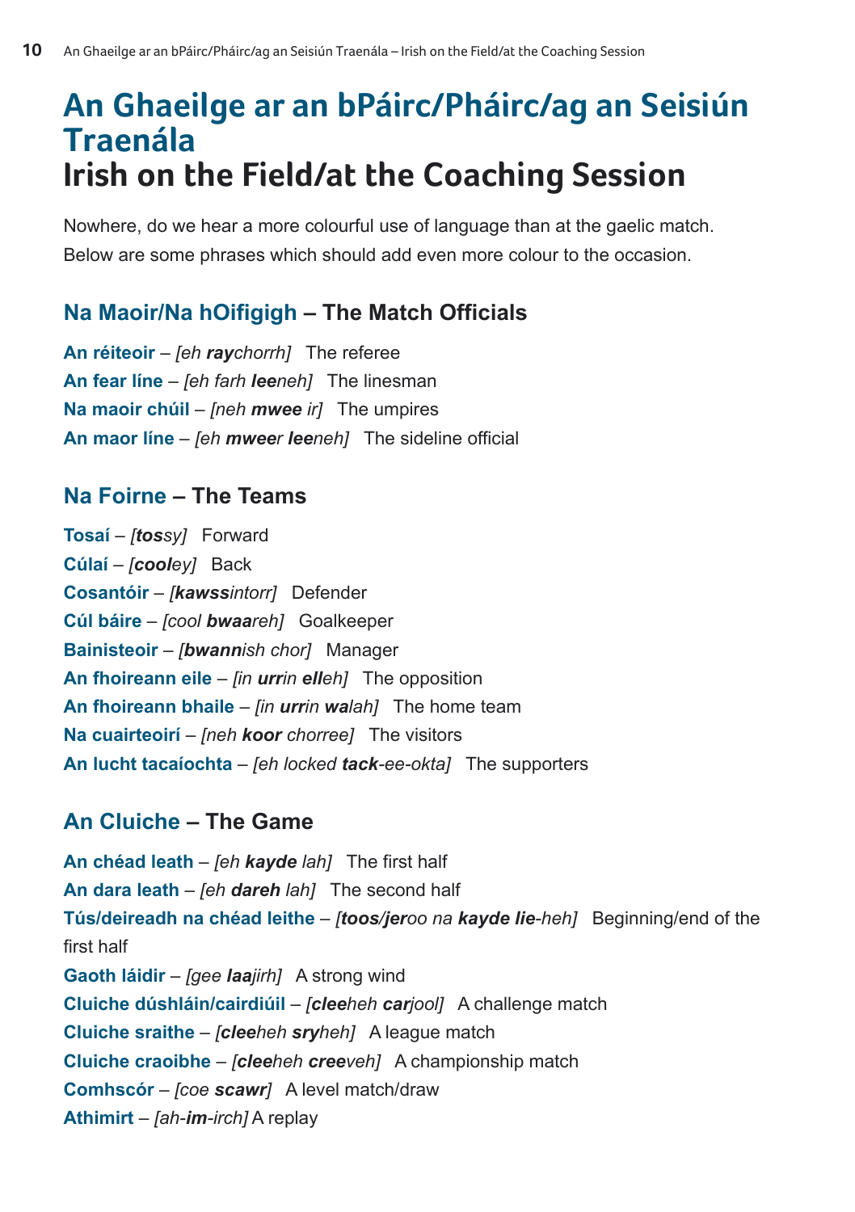# An Ghaeilge ar an bPáirc/Pháirc/ag an Seisiún Traenála
# Irish on the Field/at the Coaching Session

Nowhere, do we hear a more colourful use of language than at the gaelic match. Below are some phrases which should add even more colour to the occasion.

## Na Maoir/Na hOifigigh – The Match Officials

**An réiteoir** – *[eh **ray**chorrh]* The referee
**An fear líne** – *[eh farh **lee**neh]* The linesman
**Na maoir chúil** – *[neh **mwee** ir]* The umpires
**An maor líne** – *[eh **mwee**r **lee**neh]* The sideline official

## Na Foirne – The Teams

**Tosaí** – *[**toss**y]* Forward
**Cúlaí** – *[**cool**ey]* Back
**Cosantóir** – *[**kawss**intorr]* Defender
**Cúl báire** – *[cool **bwaa**reh]* Goalkeeper
**Bainisteoir** – *[**bwann**ish chor]* Manager
**An fhoireann eile** – *[in **urr**in **ell**eh]* The opposition
**An fhoireann bhaile** – *[in **urr**in **wa**lah]* The home team
**Na cuairteoirí** – *[neh **koor** chorree]* The visitors
**An lucht tacaíochta** – *[eh locked **tack**-ee-okta]* The supporters

## An Cluiche – The Game

**An chéad leath** – *[eh **kayde** lah]* The first half
**An dara leath** – *[eh **dareh** lah]* The second half
**Tús/deireadh na chéad leithe** – *[**toos/jer**oo na **kayde lie**-heh]* Beginning/end of the first half
**Gaoth láidir** – *[gee **laa**jirh]* A strong wind
**Cluiche dúshláin/cairdiúil** – *[**clee**heh **car**jool]* A challenge match
**Cluiche sraithe** – *[**clee**heh **sry**heh]* A league match
**Cluiche craoibhe** – *[**clee**heh **cree**veh]* A championship match
**Comhscór** – *[coe **scawr**]* A level match/draw
**Athimirt** – *[ah-**im**-irch]* A replay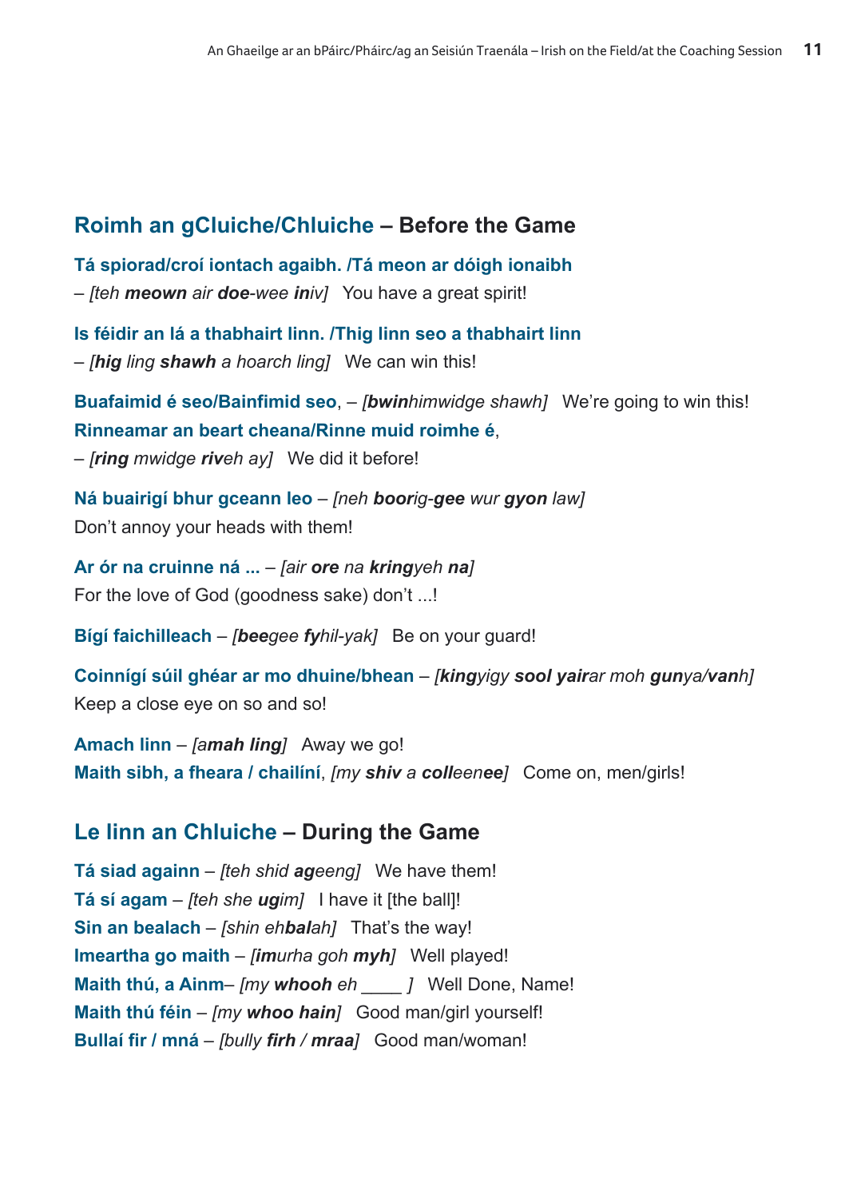## Roimh an gCluiche/Chluiche – Before the Game

**Tá spiorad/croí iontach agaibh. /Tá meon ar dóigh ionaibh**
– *[teh **meown** air **doe**-wee **in**iv]* You have a great spirit!

**Is féidir an lá a thabhairt linn. /Thig linn seo a thabhairt linn**
– *[**hig** ling **shawh** a hoarch ling]* We can win this!

**Buafaimid é seo/Bainfimid seo**, – *[**bwin**himwidge shawh]* We're going to win this!
**Rinneamar an beart cheana/Rinne muid roimhe é**,
– *[**ring** mwidge **riv**eh ay]* We did it before!

**Ná buairigí bhur gceann leo** – *[neh **boor**ig-**gee** wur **gyon** law]*
Don't annoy your heads with them!

**Ar ór na cruinne ná ...** – *[air **ore** na **kring**yeh **na**]*
For the love of God (goodness sake) don't ...!

**Bígí faichilleach** – *[**bee**gee **fy**hil-yak]* Be on your guard!

**Coinnígí súil ghéar ar mo dhuine/bhean** – *[**king**yigy **sool yair**ar moh **gun**ya/**van**h]*
Keep a close eye on so and so!

**Amach linn** – *[a**mah ling**]* Away we go!
**Maith sibh, a fheara / chailíní**, *[my **shiv** a **coll**een**ee**]* Come on, men/girls!

## Le linn an Chluiche – During the Game

**Tá siad againn** – *[teh shid **ag**eeng]* We have them!
**Tá sí agam** – *[teh she **ug**im]* I have it [the ball]!
**Sin an bealach** – *[shin eh**bal**ah]* That's the way!
**Imeartha go maith** – *[**im**urha goh **myh**]* Well played!
**Maith thú, a Ainm**– *[my **whooh** eh ____ ]* Well Done, Name!
**Maith thú féin** – *[my **whoo hain**]* Good man/girl yourself!
**Bullaí fir / mná** – *[bully **firh** / **mraa**]* Good man/woman!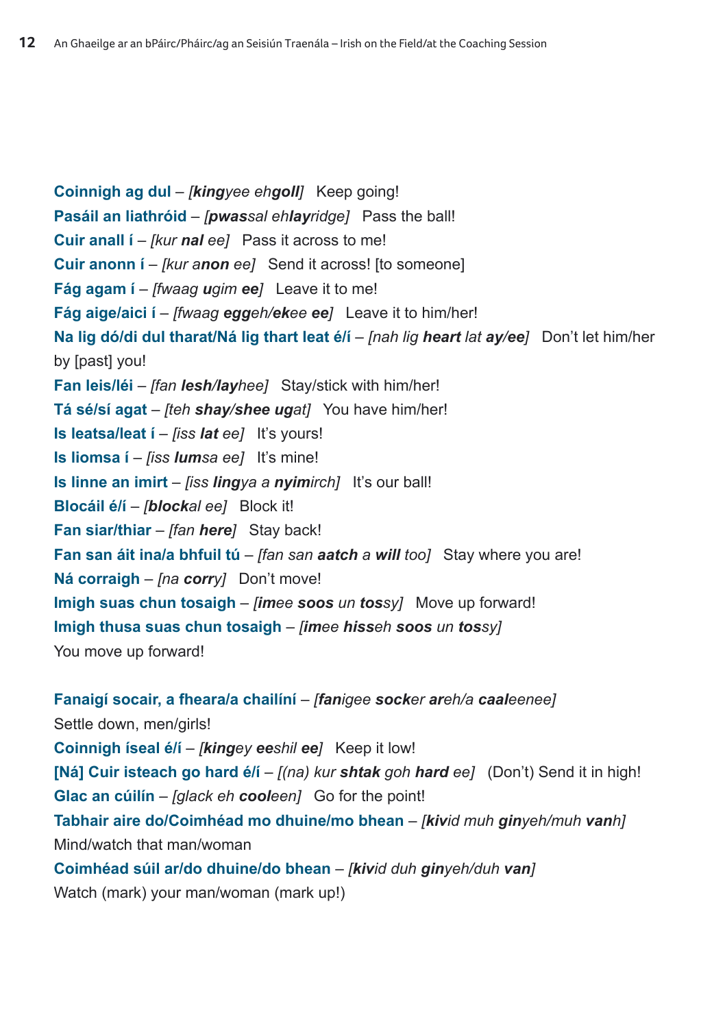**Coinnigh ag dul** – *[**king**yee eh**goll**]* Keep going!
**Pasáil an liathróid** – *[**pwass**al eh**lay**ridge]* Pass the ball!
**Cuir anall í** – *[kur **nal** ee]* Pass it across to me!
**Cuir anonn í** – *[kur a**non** ee]* Send it across! [to someone]
**Fág agam í** – *[fwaag **u**gim **ee**]* Leave it to me!
**Fág aige/aici í** – *[fwaag **egg**eh/**ek**ee **ee**]* Leave it to him/her!
**Na lig dó/di dul tharat/Ná lig thart leat é/í** – *[nah lig **heart** lat **ay/ee**]* Don't let him/her by [past] you!
**Fan leis/léi** – *[fan **lesh/lay**hee]* Stay/stick with him/her!
**Tá sé/sí agat** – *[teh **shay/shee ug**at]* You have him/her!
**Is leatsa/leat í** – *[iss **lat** ee]* It's yours!
**Is liomsa í** – *[iss **lum**sa ee]* It's mine!
**Is linne an imirt** – *[iss **ling**ya a **nyim**irch]* It's our ball!
**Blocáil é/í** – *[**block**al ee]* Block it!
**Fan siar/thiar** – *[fan **here**]* Stay back!
**Fan san áit ina/a bhfuil tú** – *[fan san **aatch** a **will** too]* Stay where you are!
**Ná corraigh** – *[na **corr**y]* Don't move!
**Imigh suas chun tosaigh** – *[**im**ee **soos** un **toss**y]* Move up forward!
**Imigh thusa suas chun tosaigh** – *[**im**ee **hiss**eh **soos** un **toss**y]*
You move up forward!

**Fanaigí socair, a fheara/a chailíní** – *[**fan**igee **sock**er **ar**eh/a **caal**eenee]*
Settle down, men/girls!
**Coinnigh íseal é/í** – *[**king**ey **ee**shil **ee**]* Keep it low!
**[Ná] Cuir isteach go hard é/í** – *[(na) kur **shtak** goh **hard** ee]* (Don't) Send it in high!
**Glac an cúilín** – *[glack eh **cool**een]* Go for the point!
**Tabhair aire do/Coimhéad mo dhuine/mo bhean** – *[**kiv**id muh **gin**yeh/muh **van**h]*
Mind/watch that man/woman
**Coimhéad súil ar/do dhuine/do bhean** – *[**kiv**id duh **gin**yeh/duh **van**]*
Watch (mark) your man/woman (mark up!)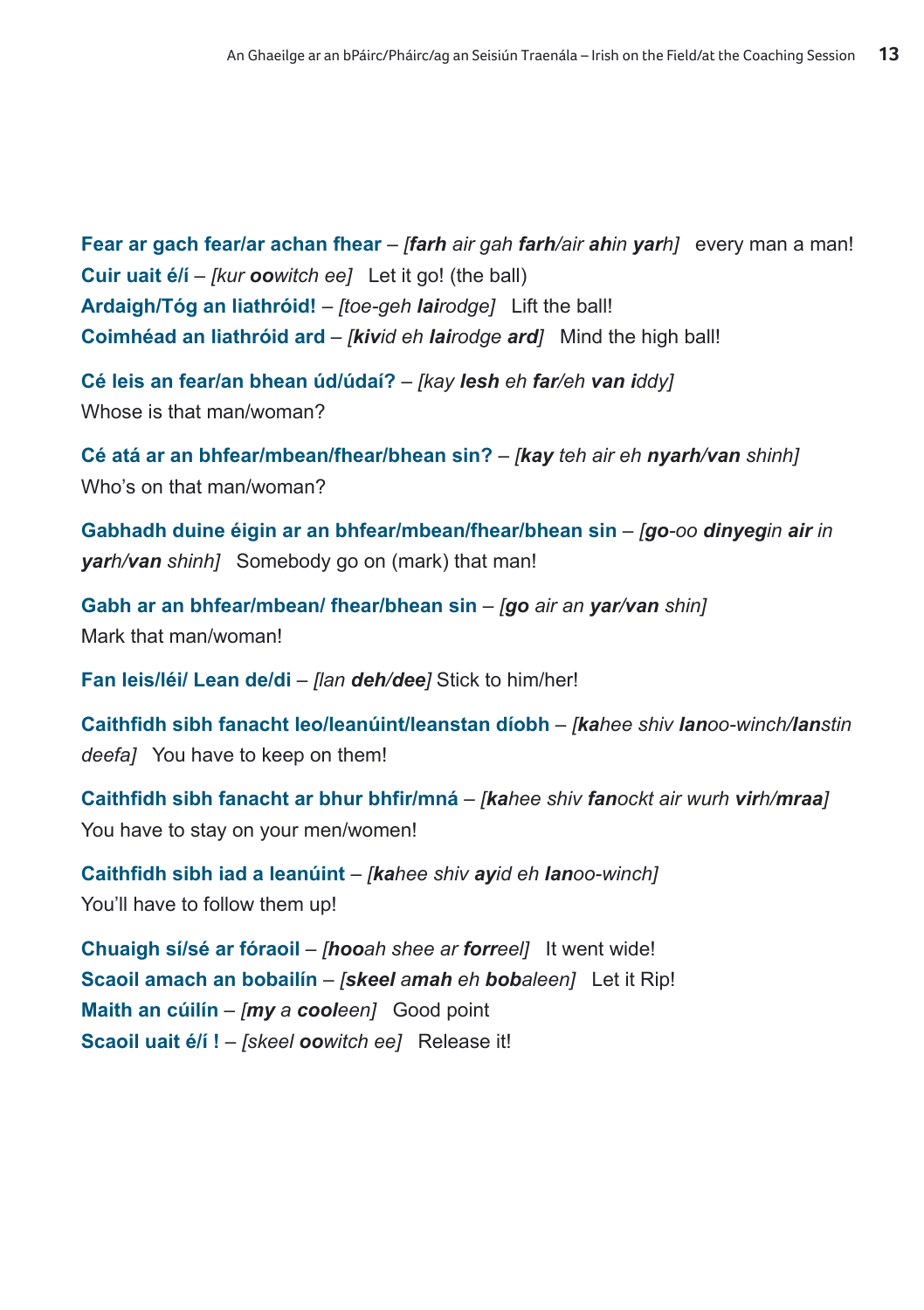**Fear ar gach fear/ar achan fhear** – *[**farh** air gah **farh**/air **ah**in **yar**h]* every man a man!
**Cuir uait é/í** – *[kur **oo**witch ee]* Let it go! (the ball)
**Ardaigh/Tóg an liathróid!** – *[toe-geh **lai**rodge]* Lift the ball!
**Coimhéad an liathróid ard** – *[**kiv**id eh **lai**rodge **ard**]* Mind the high ball!

**Cé leis an fear/an bhean úd/údaí?** – *[kay **lesh** eh **far**/eh **van i**ddy]*
Whose is that man/woman?

**Cé atá ar an bhfear/mbean/fhear/bhean sin?** – *[**kay** teh air eh **nyarh**/**van** shinh]*
Who's on that man/woman?

**Gabhadh duine éigin ar an bhfear/mbean/fhear/bhean sin** – *[**go**-oo **dinyeg**in **air** in **yar**h/**van** shinh]* Somebody go on (mark) that man!

**Gabh ar an bhfear/mbean/ fhear/bhean sin** – *[**go** air an **yar/van** shin]*
Mark that man/woman!

**Fan leis/léi/ Lean de/di** – *[lan **deh/dee**]* Stick to him/her!

**Caithfidh sibh fanacht leo/leanúint/leanstan díobh** – *[**ka**hee shiv **lan**oo-winch/**lan**stin deefa]* You have to keep on them!

**Caithfidh sibh fanacht ar bhur bhfir/mná** – *[**ka**hee shiv **fan**ockt air wurh **vir**h/**mraa**]*
You have to stay on your men/women!

**Caithfidh sibh iad a leanúint** – *[**ka**hee shiv **ay**id eh **lan**oo-winch]*
You'll have to follow them up!

**Chuaigh sí/sé ar fóraoil** – *[**hoo**ah shee ar **forr**eel]* It went wide!
**Scaoil amach an bobailín** – *[**skeel** a**mah** eh **bob**aleen]* Let it Rip!
**Maith an cúilín** – *[**my** a **cool**een]* Good point
**Scaoil uait é/í !** – *[skeel **oo**witch ee]* Release it!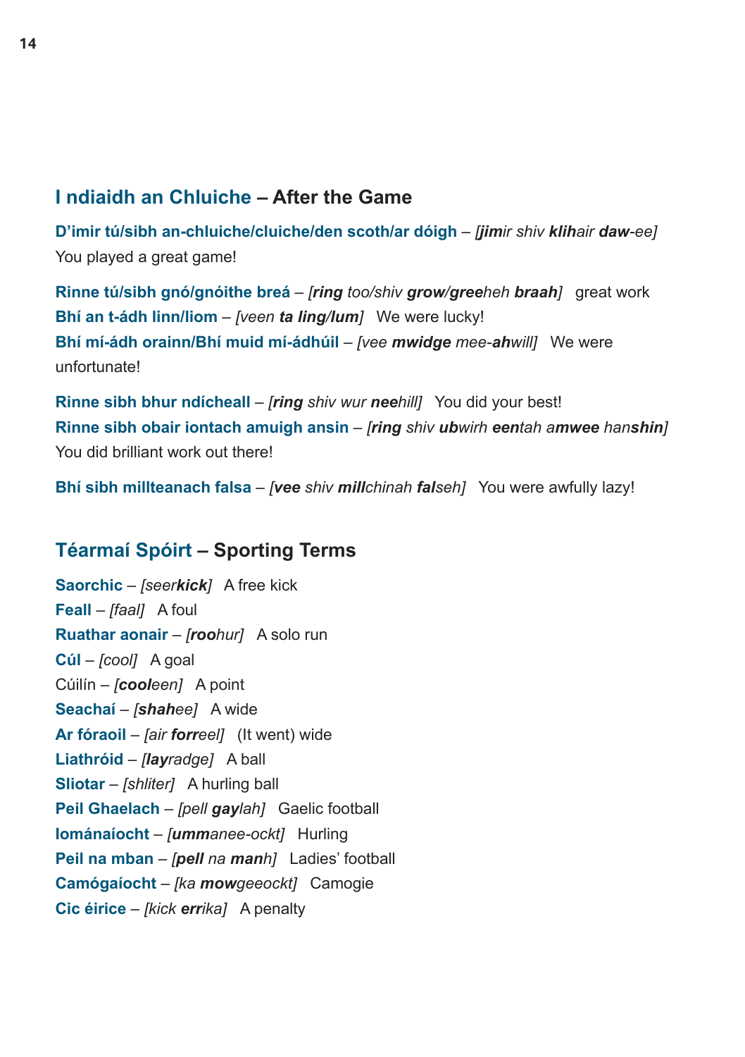## I ndiaidh an Chluiche – After the Game

**D'imir tú/sibh an-chluiche/cluiche/den scoth/ar dóigh** – *[**jim**ir shiv **kli**hair **daw**-ee]* You played a great game!

**Rinne tú/sibh gnó/gnóithe breá** – *[**ring** too/shiv **grow/gree**heh **braah**]* great work
**Bhí an t-ádh linn/liom** – *[veen **ta ling/lum**]* We were lucky!
**Bhí mí-ádh orainn/Bhí muid mí-ádhúil** – *[vee **mwidge** mee-**ah**will]* We were unfortunate!

**Rinne sibh bhur ndícheall** – *[**ring** shiv wur **nee**hill]* You did your best!
**Rinne sibh obair iontach amuigh ansin** – *[**ring** shiv **ub**wirh **een**tah a**mwee** han**shin**]* You did brilliant work out there!

**Bhí sibh millteanach falsa** – *[**vee** shiv **mill**chinah **fal**seh]* You were awfully lazy!

## Téarmaí Spóirt – Sporting Terms

**Saorchic** – *[seer**kick**]* A free kick
**Feall** – *[faal]* A foul
**Ruathar aonair** – *[**roo**hur]* A solo run
**Cúl** – *[cool]* A goal
Cúilín – *[**cool**een]* A point
**Seachaí** – *[**shah**ee]* A wide
**Ar fóraoil** – *[air **for**reel]* (It went) wide
**Liathróid** – *[**lay**radge]* A ball
**Sliotar** – *[shliter]* A hurling ball
**Peil Ghaelach** – *[pell **gay**lah]* Gaelic football
**Iománaíocht** – *[**umm**anee-ockt]* Hurling
**Peil na mban** – *[**pell** na **man**h]* Ladies' football
**Camógaíocht** – *[ka **mow**geeockt]* Camogie
**Cic éirice** – *[kick **err**ika]* A penalty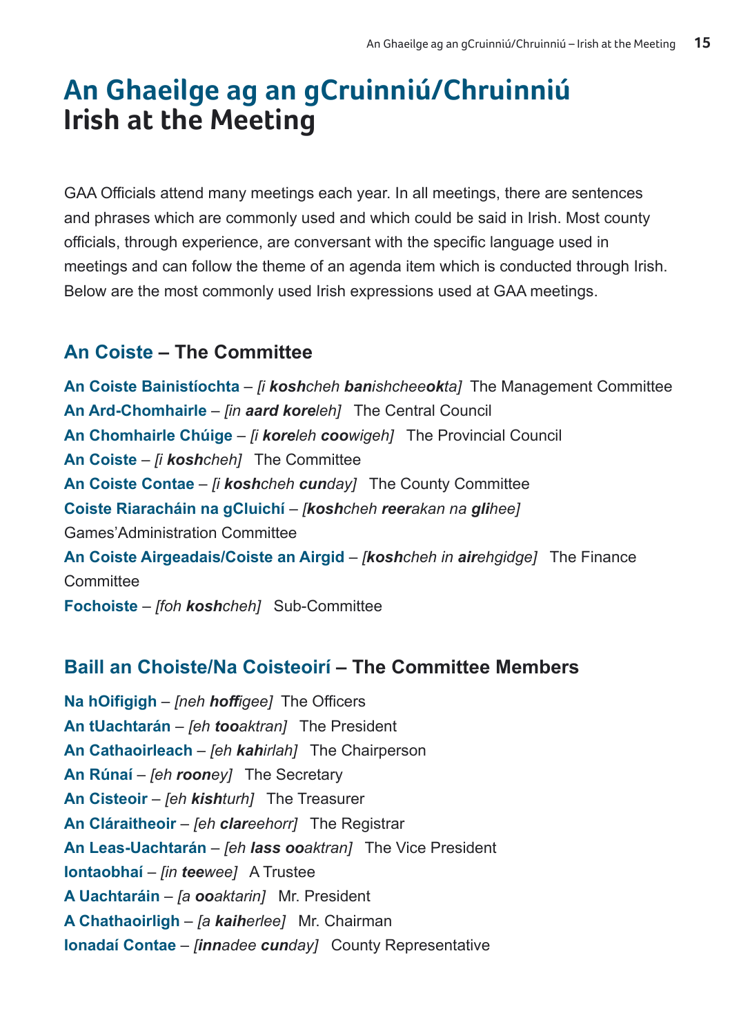# An Ghaeilge ag an gCruinniú/Chruinniú
# Irish at the Meeting

GAA Officials attend many meetings each year. In all meetings, there are sentences and phrases which are commonly used and which could be said in Irish. Most county officials, through experience, are conversant with the specific language used in meetings and can follow the theme of an agenda item which is conducted through Irish. Below are the most commonly used Irish expressions used at GAA meetings.

## An Coiste – The Committee

**An Coiste Bainistíochta** – *[i **kosh**cheh **ban**ishcheeo**k**ta]* The Management Committee
**An Ard-Chomhairle** – *[in **aard kore**leh]* The Central Council
**An Chomhairle Chúige** – *[i **kore**leh **coo**wigeh]* The Provincial Council
**An Coiste** – *[i **kosh**cheh]* The Committee
**An Coiste Contae** – *[i **kosh**cheh **cun**day]* The County Committee
**Coiste Riaracháin na gCluichí** – *[**kosh**cheh **reer**akan na **gli**hee]* Games'Administration Committee
**An Coiste Airgeadais/Coiste an Airgid** – *[**kosh**cheh in **air**ehgidge]* The Finance Committee
**Fochoiste** – *[foh **kosh**cheh]* Sub-Committee

## Baill an Choiste/Na Coisteoirí – The Committee Members

**Na hOifigigh** – *[neh **hoff**igee]* The Officers
**An tUachtarán** – *[eh **too**aktran]* The President
**An Cathaoirleach** – *[eh **kah**irlah]* The Chairperson
**An Rúnaí** – *[eh **roon**ey]* The Secretary
**An Cisteoir** – *[eh **kish**turh]* The Treasurer
**An Cláraitheoir** – *[eh **clar**eehorr]* The Registrar
**An Leas-Uachtarán** – *[eh **lass oo**aktran]* The Vice President
**Iontaobhaí** – *[in **tee**wee]* A Trustee
**A Uachtaráin** – *[a **oo**aktarin]* Mr. President
**A Chathaoirligh** – *[a **kaih**erlee]* Mr. Chairman
**Ionadaí Contae** – *[**inn**adee **cun**day]* County Representative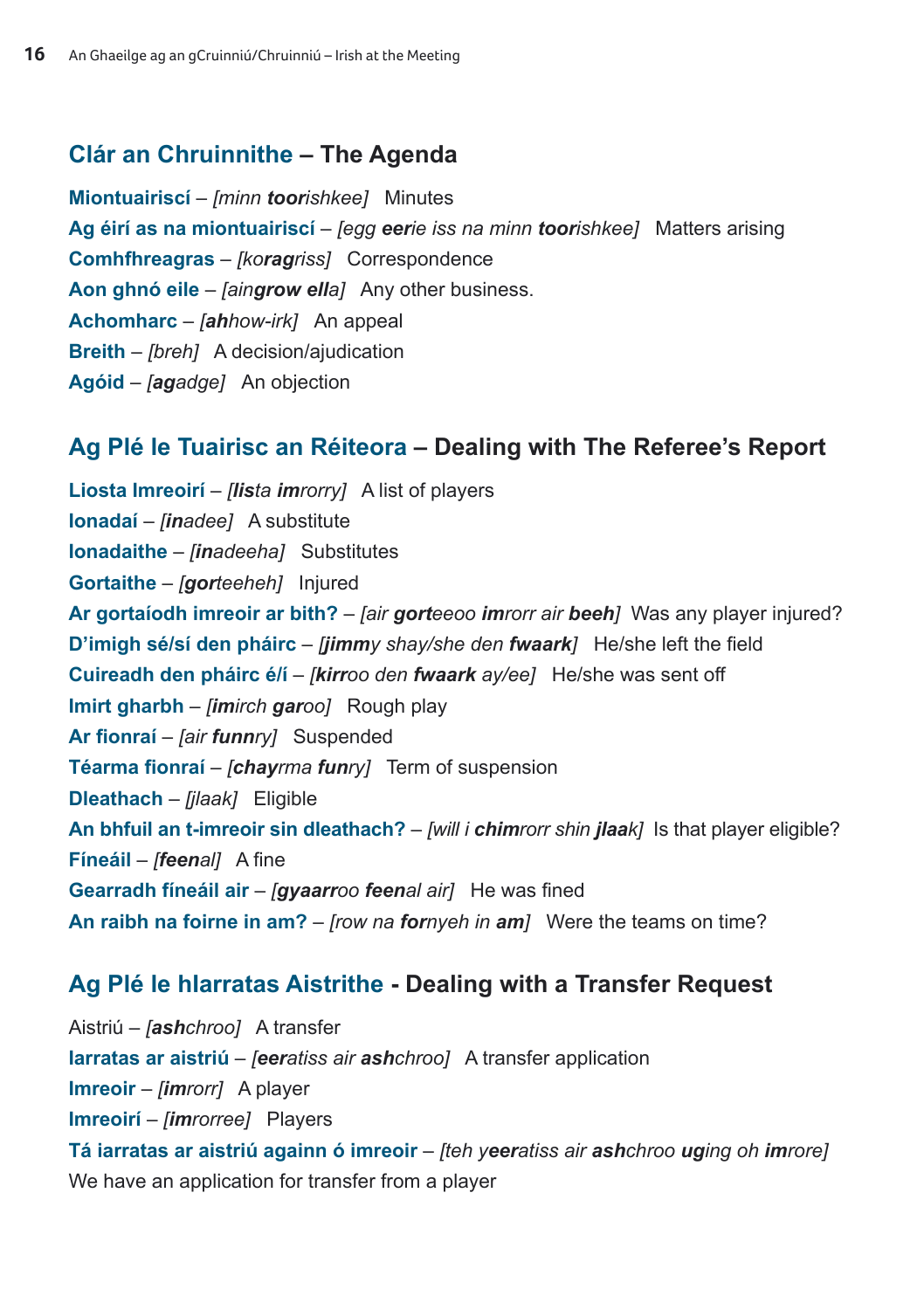## Clár an Chruinnithe – The Agenda

**Miontuairiscí** – *[minn **toor**ishkee]* Minutes
**Ag éirí as na miontuairiscí** – *[egg **eer**ie iss na minn **toor**ishkee]* Matters arising
**Comhfhreagras** – *[ko**rag**riss]* Correspondence
**Aon ghnó eile** – *[ain**grow ell**a]* Any other business.
**Achomharc** – *[**ah**how-irk]* An appeal
**Breith** – *[breh]* A decision/ajudication
**Agóid** – *[**ag**adge]* An objection

## Ag Plé le Tuairisc an Réiteora – Dealing with The Referee's Report

**Liosta Imreoirí** – *[**lis**ta **im**rorry]* A list of players
**Ionadaí** – *[**in**adee]* A substitute
**Ionadaithe** – *[**in**adeeha]* Substitutes
**Gortaithe** – *[**gor**teeheh]* Injured
**Ar gortaíodh imreoir ar bith?** – *[air **gor**teeoo **im**rorr air **beeh**]* Was any player injured?
**D'imigh sé/sí den pháirc** – *[**jimm**y shay/she den **fwaark**]* He/she left the field
**Cuireadh den pháirc é/í** – *[**kirr**oo den **fwaark** ay/ee]* He/she was sent off
**Imirt gharbh** – *[**im**irch **gar**oo]* Rough play
**Ar fionraí** – *[air **funn**ry]* Suspended
**Téarma fionraí** – *[**chay**rma **fun**ry]* Term of suspension
**Dleathach** – *[jlaak]* Eligible
**An bhfuil an t-imreoir sin dleathach?** – *[will i **chim**rorr shin **jlaa**k]* Is that player eligible?
**Fíneáil** – *[**feen**al]* A fine
**Gearradh fíneáil air** – *[**gyaarr**oo **feen**al air]* He was fined
**An raibh na foirne in am?** – *[row na **for**nyeh in **am**]* Were the teams on time?

## Ag Plé le hIarratas Aistrithe - Dealing with a Transfer Request

Aistriú – *[**ash**chroo]* A transfer
**Iarratas ar aistriú** – *[**eer**atiss air **ash**chroo]* A transfer application
**Imreoir** – *[**im**rorr]* A player
**Imreoirí** – *[**im**rorree]* Players
**Tá iarratas ar aistriú againn ó imreoir** – *[teh y**eer**atiss air **ash**chroo **ug**ing oh **im**rore]*
We have an application for transfer from a player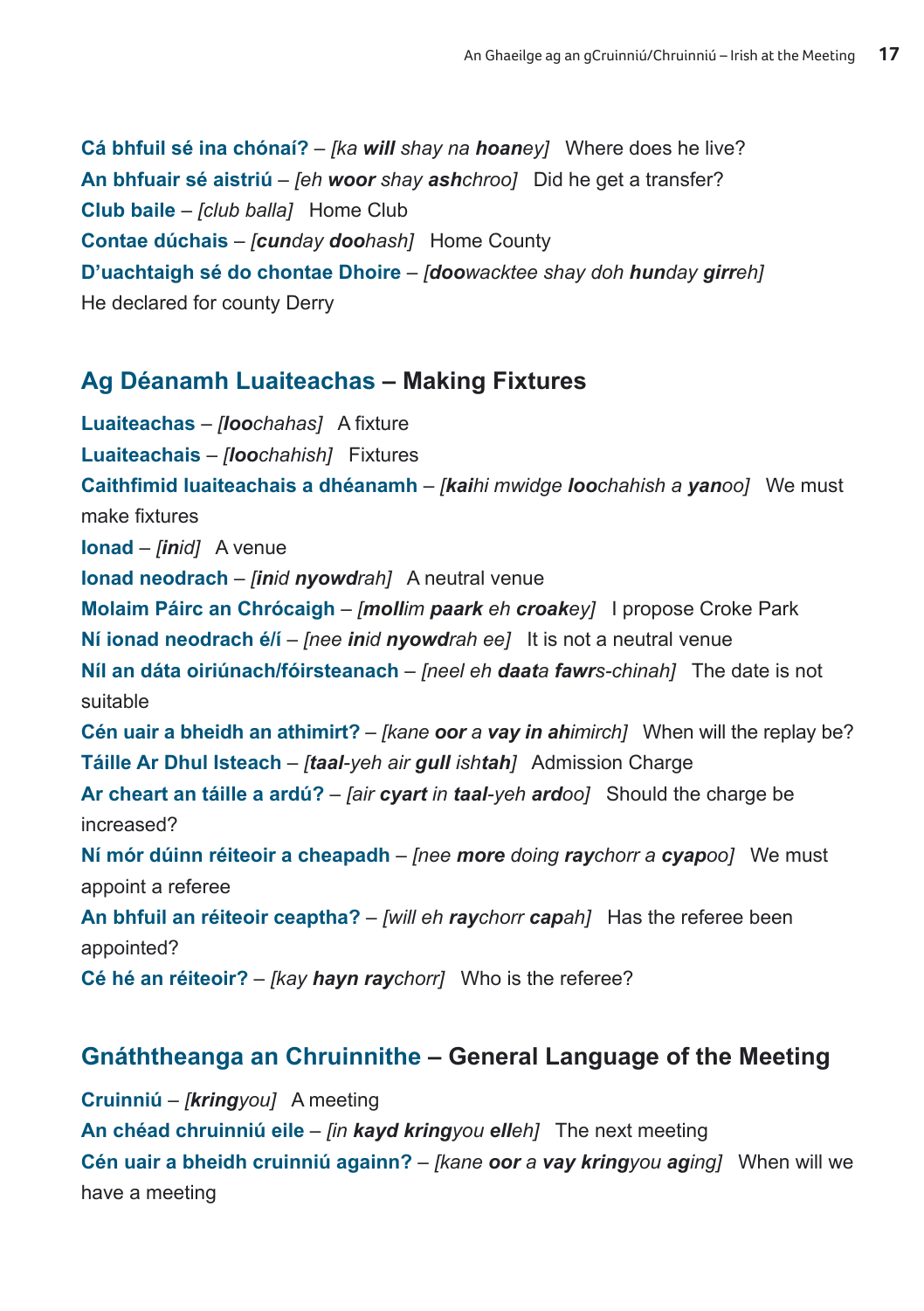**Cá bhfuil sé ina chónaí?** – *[ka **will** shay na **hoan**ey]* Where does he live?
**An bhfuair sé aistriú** – *[eh **woor** shay **ash**chroo]* Did he get a transfer?
**Club baile** – *[club balla]* Home Club
**Contae dúchais** – *[**cun**day **doo**hash]* Home County
**D'uachtaigh sé do chontae Dhoire** – *[**doo**wacktee shay doh **hun**day **girr**eh]*
He declared for county Derry

## Ag Déanamh Luaiteachas – Making Fixtures

**Luaiteachas** – *[**loo**chahas]* A fixture
**Luaiteachais** – *[**loo**chahish]* Fixtures
**Caithfimid luaiteachais a dhéanamh** – *[**kai**hi mwidge **loo**chahish a **yan**oo]* We must make fixtures
**Ionad** – *[**in**id]* A venue
**Ionad neodrach** – *[**in**id **nyowd**rah]* A neutral venue
**Molaim Páirc an Chrócaigh** – *[**moll**im **paark** eh **croak**ey]* I propose Croke Park
**Ní ionad neodrach é/í** – *[nee **in**id **nyowd**rah ee]* It is not a neutral venue
**Níl an dáta oiriúnach/fóirsteanach** – *[neel eh **daat**a **fawr**s-chinah]* The date is not suitable
**Cén uair a bheidh an athimirt?** – *[kane **oor** a **vay in** **ah**imirch]* When will the replay be?
**Táille Ar Dhul Isteach** – *[**taal**-yeh air **gull** ish**tah**]* Admission Charge
**Ar cheart an táille a ardú?** – *[air **cyart** in **taal**-yeh **ard**oo]* Should the charge be increased?
**Ní mór dúinn réiteoir a cheapadh** – *[nee **more** doing **ray**chorr a **cyap**oo]* We must appoint a referee
**An bhfuil an réiteoir ceaptha?** – *[will eh **ray**chorr **cap**ah]* Has the referee been appointed?
**Cé hé an réiteoir?** – *[kay **hayn** **ray**chorr]* Who is the referee?

## Gnáththeanga an Chruinnithe – General Language of the Meeting

**Cruinniú** – *[**kring**you]* A meeting
**An chéad chruinniú eile** – *[in **kayd** **kring**you **ell**eh]* The next meeting
**Cén uair a bheidh cruinniú againn?** – *[kane **oor** a **vay** **kring**you **ag**ing]* When will we have a meeting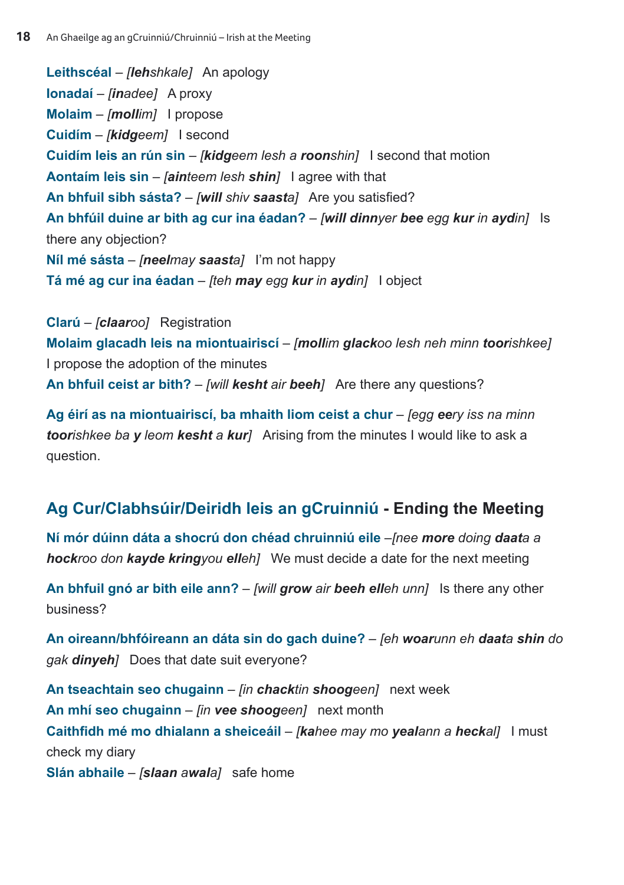**Leithscéal** – *[**leh**shkale]* An apology
**Ionadaí** – *[**in**adee]* A proxy
**Molaim** – *[**moll**im]* I propose
**Cuidím** – *[**kidg**eem]* I second
**Cuidím leis an rún sin** – *[**kidg**eem lesh a **roon**shin]* I second that motion
**Aontaím leis sin** – *[**ain**teem lesh **shin**]* I agree with that
**An bhfuil sibh sásta?** – *[**will** shiv **saast**a]* Are you satisfied?
**An bhfúil duine ar bith ag cur ina éadan?** – *[**will dinn**yer **bee** egg **kur** in **ayd**in]* Is there any objection?
**Níl mé sásta** – *[**neel**may **saast**a]* I'm not happy
**Tá mé ag cur ina éadan** – *[teh **may** egg **kur** in **ayd**in]* I object

**Clarú** – *[**claar**oo]* Registration
**Molaim glacadh leis na miontuairiscí** – *[**moll**im **glack**oo lesh neh minn **toor**ishkee]* I propose the adoption of the minutes
**An bhfuil ceist ar bith?** – *[will **kesht** air **beeh**]* Are there any questions?

**Ag éirí as na miontuairiscí, ba mhaith liom ceist a chur** – *[egg **ee**ry iss na minn **toor**ishkee ba **y** leom **kesht** a **kur**]* Arising from the minutes I would like to ask a question.

## Ag Cur/Clabhsúir/Deiridh leis an gCruinniú - Ending the Meeting

**Ní mór dúinn dáta a shocrú don chéad chruinniú eile** –*[nee **more** doing **daat**a a **hock**roo don **kayde kring**you **ell**eh]* We must decide a date for the next meeting

**An bhfuil gnó ar bith eile ann?** – *[will **grow** air **beeh ell**eh unn]* Is there any other business?

**An oireann/bhfóireann an dáta sin do gach duine?** – *[eh **woar**unn eh **daat**a **shin** do gak **dinyeh**]* Does that date suit everyone?

**An tseachtain seo chugainn** – *[in **chack**tin **shoog**een]* next week
**An mhí seo chugainn** – *[in **vee shoog**een]* next month
**Caithfidh mé mo dhialann a sheiceáil** – *[**ka**hee may mo **yeal**ann a **heck**al]* I must check my diary
**Slán abhaile** – *[**slaan** a**wal**a]* safe home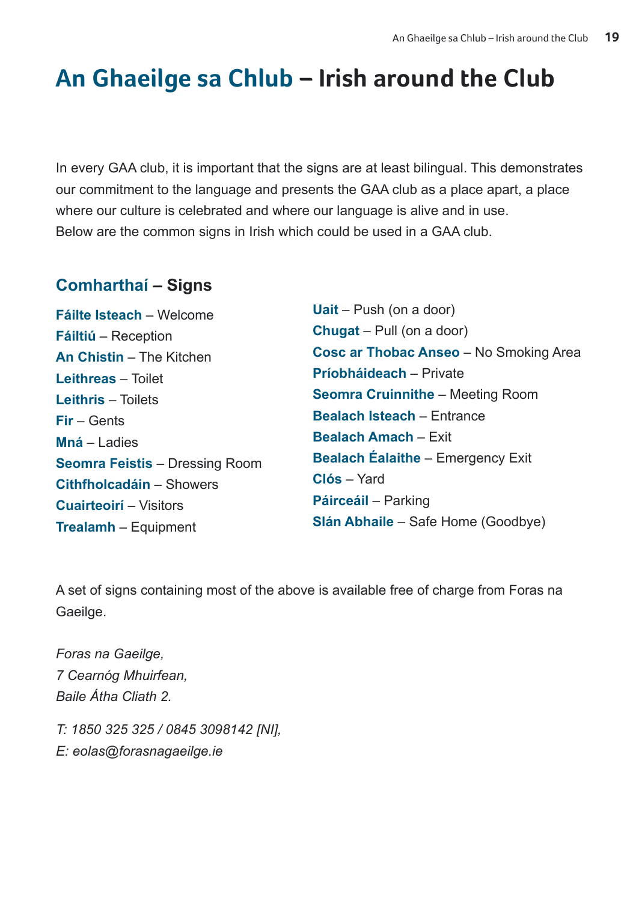# An Ghaeilge sa Chlub – Irish around the Club

In every GAA club, it is important that the signs are at least bilingual. This demonstrates our commitment to the language and presents the GAA club as a place apart, a place where our culture is celebrated and where our language is alive and in use. Below are the common signs in Irish which could be used in a GAA club.

## Comharthaí – Signs

**Fáilte Isteach** – Welcome
**Fáiltiú** – Reception
**An Chistin** – The Kitchen
**Leithreas** – Toilet
**Leithris** – Toilets
**Fir** – Gents
**Mná** – Ladies
**Seomra Feistis** – Dressing Room
**Cithfholcadáin** – Showers
**Cuairteoirí** – Visitors
**Trealamh** – Equipment
**Uait** – Push (on a door)
**Chugat** – Pull (on a door)
**Cosc ar Thobac Anseo** – No Smoking Area
**Príobháideach** – Private
**Seomra Cruinnithe** – Meeting Room
**Bealach Isteach** – Entrance
**Bealach Amach** – Exit
**Bealach Éalaithe** – Emergency Exit
**Clós** – Yard
**Páirceáil** – Parking
**Slán Abhaile** – Safe Home (Goodbye)

A set of signs containing most of the above is available free of charge from Foras na Gaeilge.

*Foras na Gaeilge,*
*7 Cearnóg Mhuirfean,*
*Baile Átha Cliath 2.*

*T: 1850 325 325 / 0845 3098142 [NI],*
*E: eolas@forasnagaeilge.ie*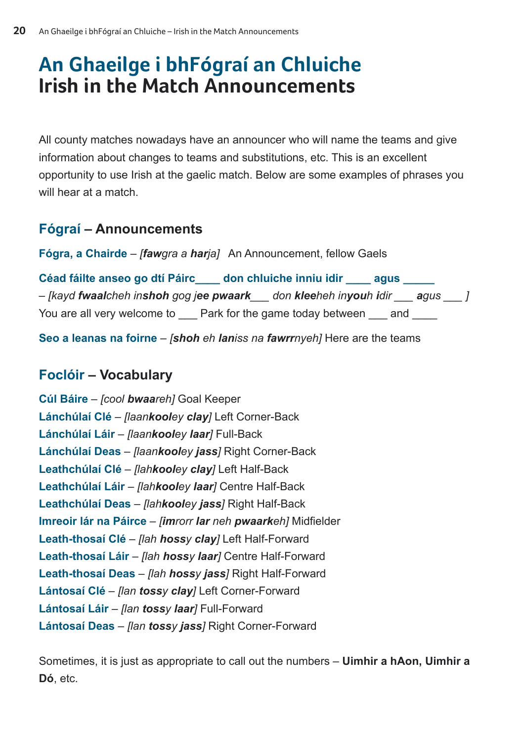# An Ghaeilge i bhFógraí an Chluiche
# Irish in the Match Announcements

All county matches nowadays have an announcer who will name the teams and give information about changes to teams and substitutions, etc. This is an excellent opportunity to use Irish at the gaelic match. Below are some examples of phrases you will hear at a match.

## Fógraí – Announcements

**Fógra, a Chairde** – *[**faw**gra a **har**ja]* An Announcement, fellow Gaels

**Céad fáilte anseo go dtí Páirc____ don chluiche inniu idir ____ agus _____** – *[kayd **fwaal**cheh in**shoh** gog **jee pwaark**___ don **klee**heh in**you**h **i**dir ___ **a**gus ___ ]*
You are all very welcome to ___ Park for the game today between ___ and ____

**Seo a leanas na foirne** – *[**shoh** eh **lan**iss na **fawrr**nyeh]* Here are the teams

## Foclóir – Vocabulary

**Cúl Báire** – *[cool **bwaa**reh]* Goal Keeper
**Lánchúlaí Clé** – *[laan**koo**ley **clay**]* Left Corner-Back
**Lánchúlaí Láir** – *[laan**koo**ley **laar**]* Full-Back
**Lánchúlaí Deas** – *[laan**koo**ley **jass**]* Right Corner-Back
**Leathchúlaí Clé** – *[lah**koo**ley **clay**]* Left Half-Back
**Leathchúlaí Láir** – *[lah**koo**ley **laar**]* Centre Half-Back
**Leathchúlaí Deas** – *[lah**koo**ley **jass**]* Right Half-Back
**Imreoir lár na Páirce** – *[**im**rorr **lar** neh **pwaark**eh]* Midfielder
**Leath-thosaí Clé** – *[lah **hoss**y **clay**]* Left Half-Forward
**Leath-thosaí Láir** – *[lah **hoss**y **laar**]* Centre Half-Forward
**Leath-thosaí Deas** – *[lah **hoss**y **jass**]* Right Half-Forward
**Lántosaí Clé** – *[lan **toss**y **clay**]* Left Corner-Forward
**Lántosaí Láir** – *[lan **toss**y **laar**]* Full-Forward
**Lántosaí Deas** – *[lan **toss**y **jass**]* Right Corner-Forward

Sometimes, it is just as appropriate to call out the numbers – **Uimhir a hAon, Uimhir a Dó**, etc.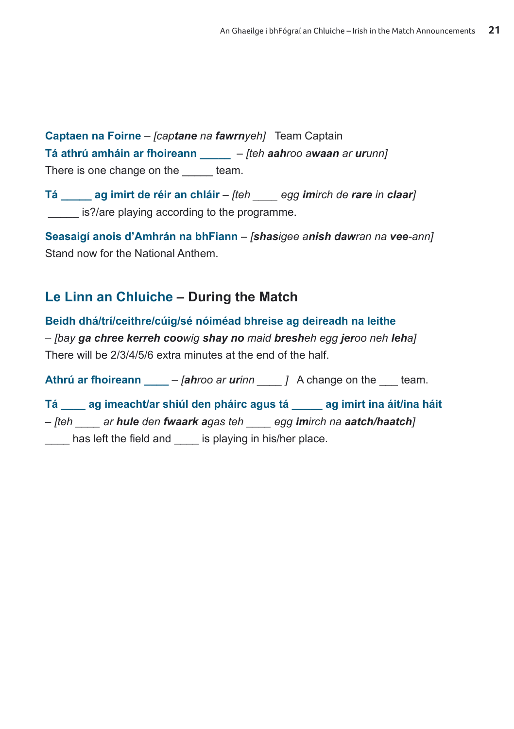**Captaen na Foirne** – *[captane na fawrnyeh]* Team Captain

**Tá athrú amháin ar fhoireann _____** – *[teh aahroo awaan ar urunn]*
There is one change on the _____ team.

**Tá _____ ag imirt de réir an chláir** – *[teh ____ egg imirch de rare in claar]*
_____ is?/are playing according to the programme.

**Seasaigí anois d'Amhrán na bhFiann** – *[shasigee anish dawran na vee-ann]*
Stand now for the National Anthem.

## Le Linn an Chluiche – During the Match

**Beidh dhá/trí/ceithre/cúig/sé nóiméad bhreise ag deireadh na leithe**
– *[bay ga chree kerreh coowig shay no maid bresheh egg jeroo neh leha]*
There will be 2/3/4/5/6 extra minutes at the end of the half.

**Athrú ar fhoireann ____** – *[ahroo ar urinn ____ ]* A change on the ___ team.

**Tá ____ ag imeacht/ar shiúl den pháirc agus tá _____ ag imirt ina áit/ina háit**
– *[teh ____ ar hule den fwaark agas teh ____ egg imirch na aatch/haatch]*
____ has left the field and ____ is playing in his/her place.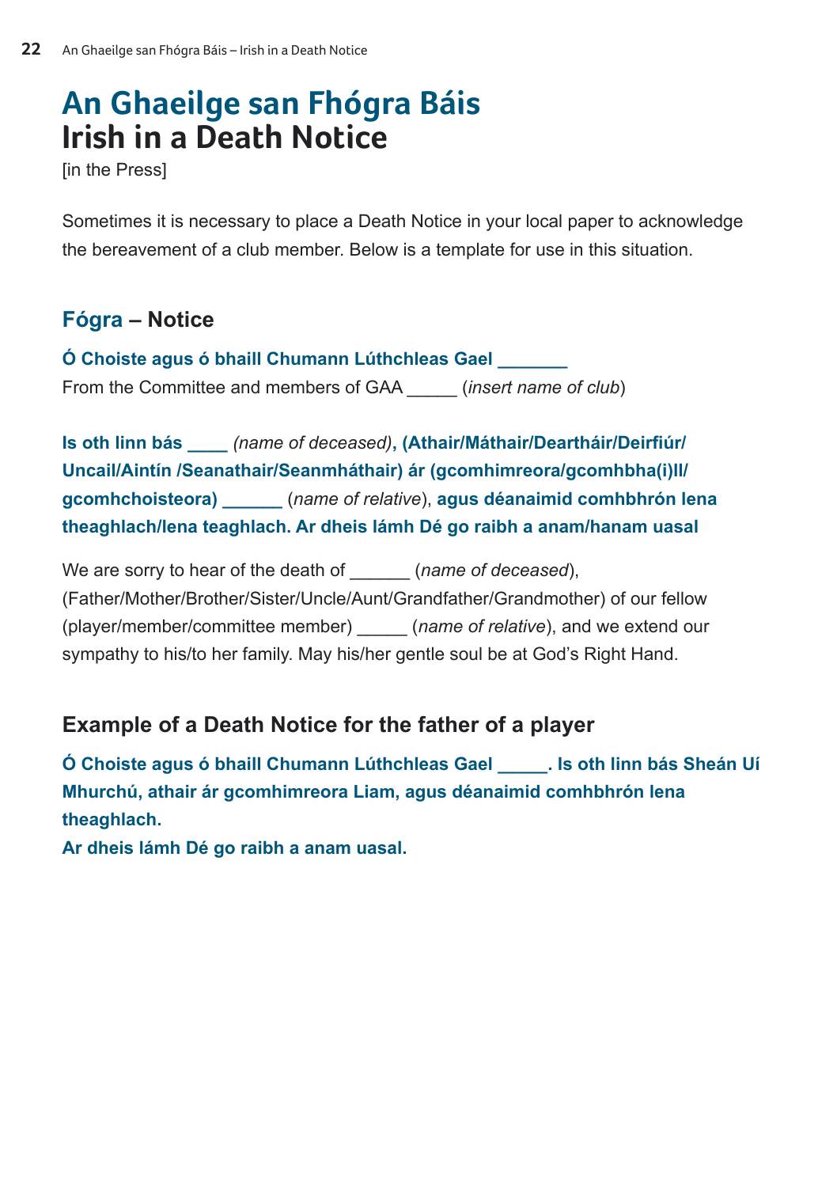# An Ghaeilge san Fhógra Báis
# Irish in a Death Notice

[in the Press]

Sometimes it is necessary to place a Death Notice in your local paper to acknowledge the bereavement of a club member. Below is a template for use in this situation.

## Fógra – Notice

**Ó Choiste agus ó bhaill Chumann Lúthchleas Gael _______**
From the Committee and members of GAA _____ (*insert name of club*)

**Is oth linn bás ____** *(name of deceased)*, **(Athair/Máthair/Deartháir/Deirfiúr/ Uncail/Aintín /Seanathair/Seanmháthair) ár (gcomhimreora/gcomhbha(i)ll/ gcomhchoisteora) ______** (*name of relative*), **agus déanaimid comhbhrón lena theaghlach/lena teaghlach. Ar dheis lámh Dé go raibh a anam/hanam uasal**

We are sorry to hear of the death of ______ (*name of deceased*), (Father/Mother/Brother/Sister/Uncle/Aunt/Grandfather/Grandmother) of our fellow (player/member/committee member) _____ (*name of relative*), and we extend our sympathy to his/to her family. May his/her gentle soul be at God's Right Hand.

## Example of a Death Notice for the father of a player

**Ó Choiste agus ó bhaill Chumann Lúthchleas Gael _____. Is oth linn bás Sheán Uí Mhurchú, athair ár gcomhimreora Liam, agus déanaimid comhbhrón lena theaghlach.**
**Ar dheis lámh Dé go raibh a anam uasal.**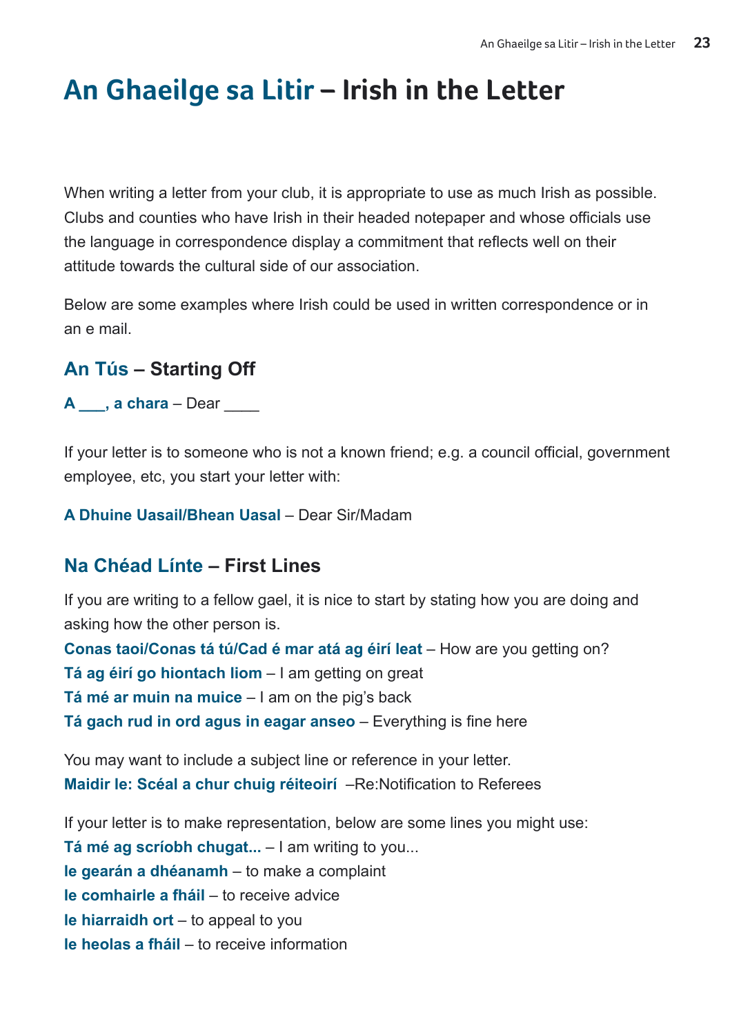# An Ghaeilge sa Litir – Irish in the Letter

When writing a letter from your club, it is appropriate to use as much Irish as possible. Clubs and counties who have Irish in their headed notepaper and whose officials use the language in correspondence display a commitment that reflects well on their attitude towards the cultural side of our association.

Below are some examples where Irish could be used in written correspondence or in an e mail.

## An Tús – Starting Off

**A ___, a chara** – Dear ____

If your letter is to someone who is not a known friend; e.g. a council official, government employee, etc, you start your letter with:

**A Dhuine Uasail/Bhean Uasal** – Dear Sir/Madam

## Na Chéad Línte – First Lines

If you are writing to a fellow gael, it is nice to start by stating how you are doing and asking how the other person is.
**Conas taoi/Conas tá tú/Cad é mar atá ag éirí leat** – How are you getting on?
**Tá ag éirí go hiontach liom** – I am getting on great
**Tá mé ar muin na muice** – I am on the pig's back
**Tá gach rud in ord agus in eagar anseo** – Everything is fine here

You may want to include a subject line or reference in your letter.
**Maidir le: Scéal a chur chuig réiteoirí** –Re:Notification to Referees

If your letter is to make representation, below are some lines you might use:
**Tá mé ag scríobh chugat...** – I am writing to you...
**le gearán a dhéanamh** – to make a complaint
**le comhairle a fháil** – to receive advice
**le hiarraidh ort** – to appeal to you
**le heolas a fháil** – to receive information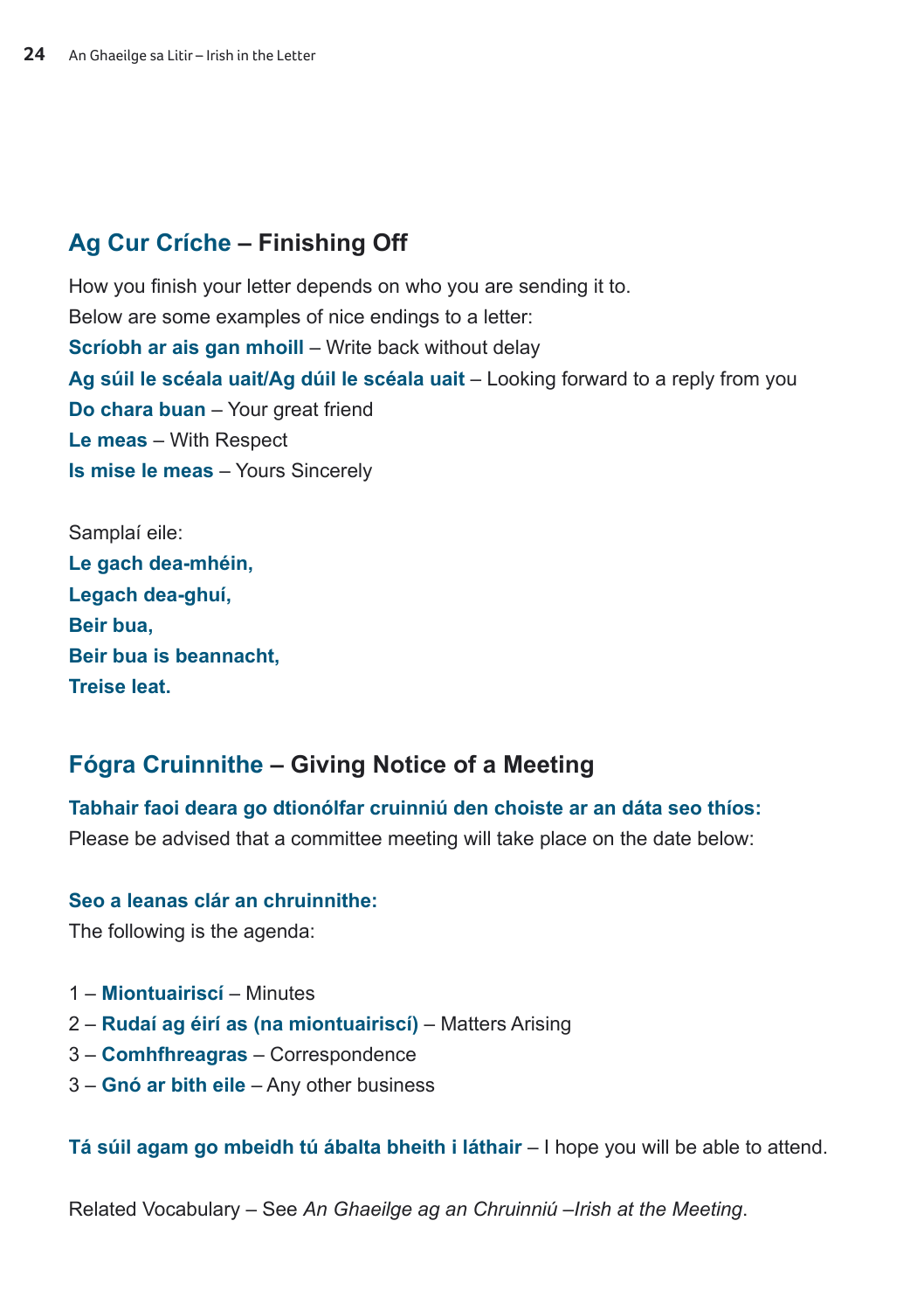## **Ag Cur Críche** – Finishing Off

How you finish your letter depends on who you are sending it to.
Below are some examples of nice endings to a letter:
**Scríobh ar ais gan mhoill** – Write back without delay
**Ag súil le scéala uait/Ag dúil le scéala uait** – Looking forward to a reply from you
**Do chara buan** – Your great friend
**Le meas** – With Respect
**Is mise le meas** – Yours Sincerely

Samplaí eile:
**Le gach dea-mhéin,**
**Legach dea-ghuí,**
**Beir bua,**
**Beir bua is beannacht,**
**Treise leat.**

## **Fógra Cruinnithe** – Giving Notice of a Meeting

**Tabhair faoi deara go dtionólfar cruinniú den choiste ar an dáta seo thíos:**
Please be advised that a committee meeting will take place on the date below:

**Seo a leanas clár an chruinnithe:**
The following is the agenda:

1 – **Miontuairiscí** – Minutes
2 – **Rudaí ag éirí as (na miontuairiscí)** – Matters Arising
3 – **Comhfhreagras** – Correspondence
3 – **Gnó ar bith eile** – Any other business

**Tá súil agam go mbeidh tú ábalta bheith i láthair** – I hope you will be able to attend.

Related Vocabulary – See *An Ghaeilge ag an Chruinniú –Irish at the Meeting*.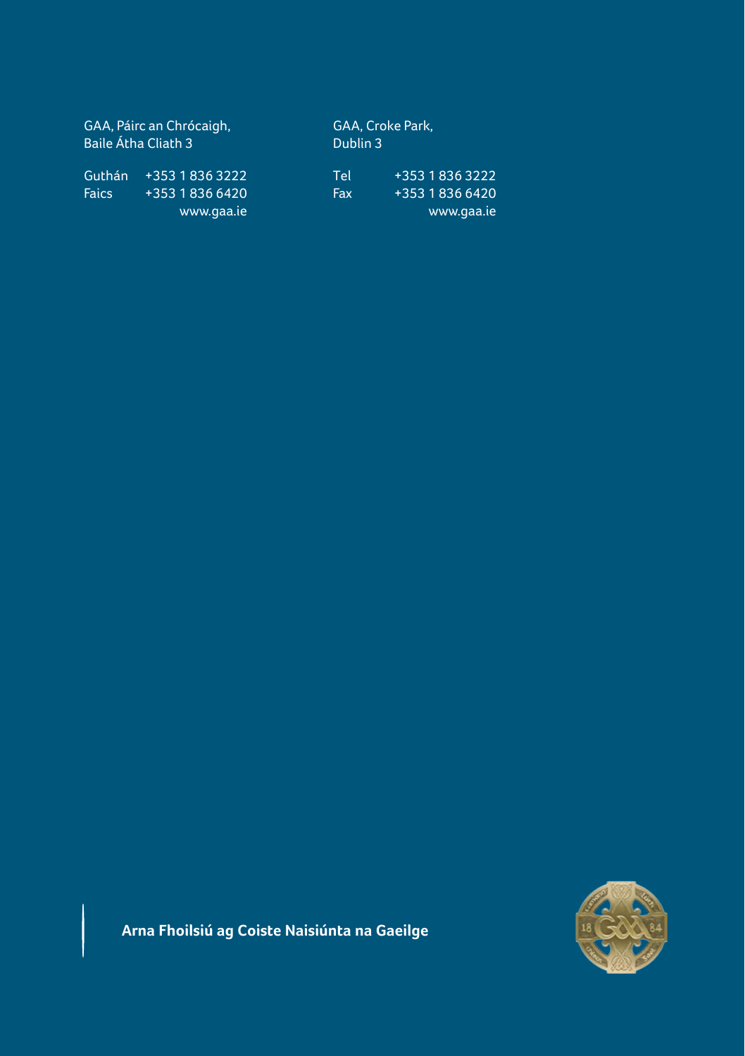GAA, Páirc an Chrócaigh,
Baile Átha Cliath 3

Guthán +353 1 836 3222
Faics +353 1 836 6420
www.gaa.ie

GAA, Croke Park,
Dublin 3

Tel +353 1 836 3222
Fax +353 1 836 6420
www.gaa.ie

**Arna Fhoilsiú ag Coiste Naisiúnta na Gaeilge**